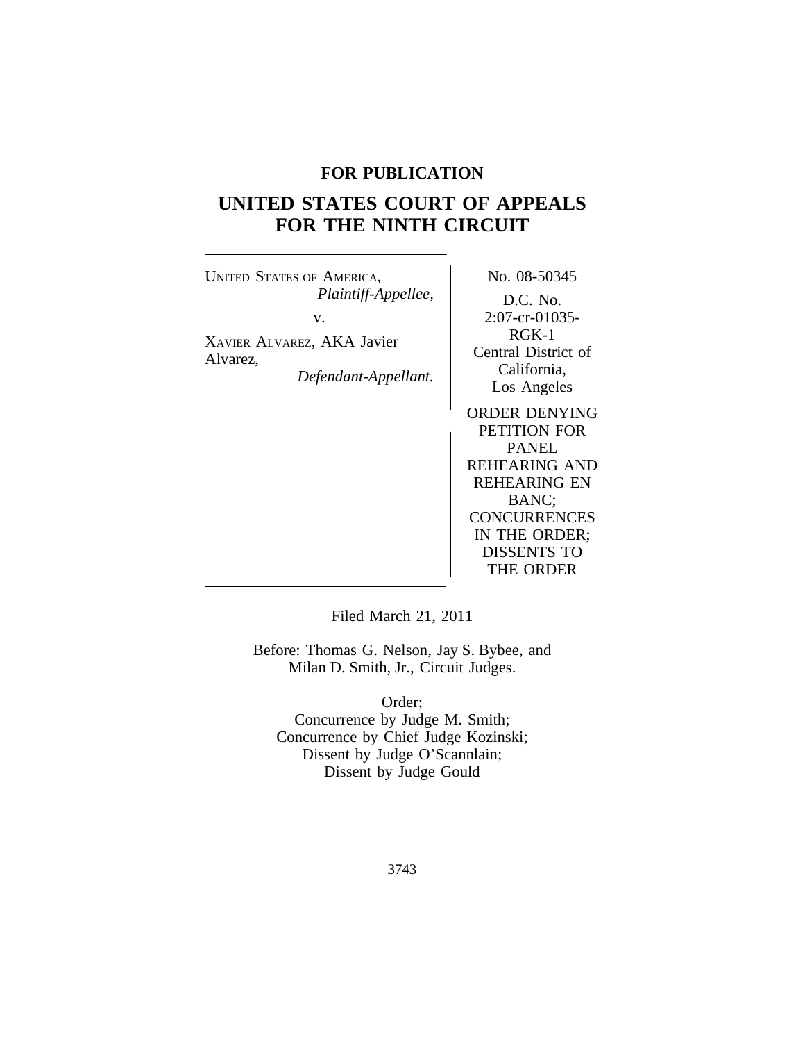**FOR PUBLICATION**

# UNITED STATES COURT OF APPEALS FOR THE NINTH CIRCUIT

UNITED STATES OF AMERICA,
*Plaintiff-Appellee,*
v.
XAVIER ALVAREZ, AKA Javier Alvarez,
*Defendant-Appellant.*

No. 08-50345

D.C. No. 2:07-cr-01035-RGK-1
Central District of California, Los Angeles

ORDER DENYING PETITION FOR PANEL REHEARING AND REHEARING EN BANC; CONCURRENCES IN THE ORDER; DISSENTS TO THE ORDER

Filed March 21, 2011

Before: Thomas G. Nelson, Jay S. Bybee, and Milan D. Smith, Jr., Circuit Judges.

Order;
Concurrence by Judge M. Smith;
Concurrence by Chief Judge Kozinski;
Dissent by Judge O'Scannlain;
Dissent by Judge Gould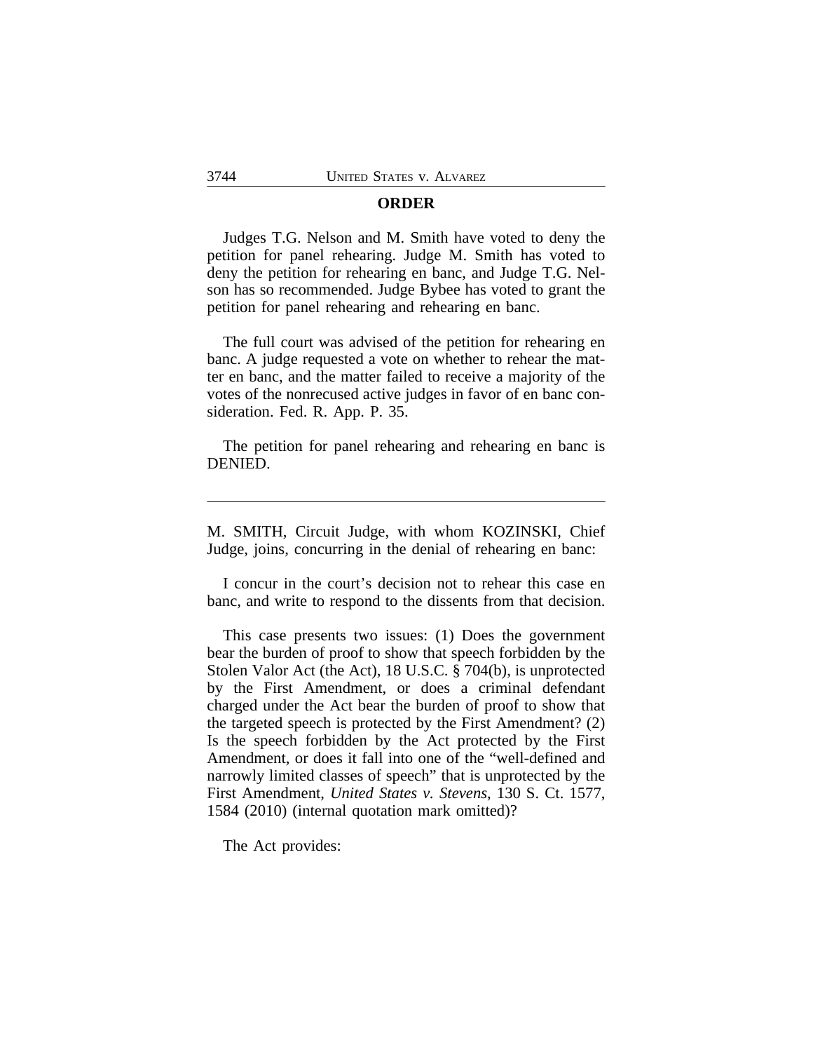## ORDER

Judges T.G. Nelson and M. Smith have voted to deny the petition for panel rehearing. Judge M. Smith has voted to deny the petition for rehearing en banc, and Judge T.G. Nelson has so recommended. Judge Bybee has voted to grant the petition for panel rehearing and rehearing en banc.

The full court was advised of the petition for rehearing en banc. A judge requested a vote on whether to rehear the matter en banc, and the matter failed to receive a majority of the votes of the nonrecused active judges in favor of en banc consideration. Fed. R. App. P. 35.

The petition for panel rehearing and rehearing en banc is DENIED.

---

M. SMITH, Circuit Judge, with whom KOZINSKI, Chief Judge, joins, concurring in the denial of rehearing en banc:

I concur in the court's decision not to rehear this case en banc, and write to respond to the dissents from that decision.

This case presents two issues: (1) Does the government bear the burden of proof to show that speech forbidden by the Stolen Valor Act (the Act), 18 U.S.C. § 704(b), is unprotected by the First Amendment, or does a criminal defendant charged under the Act bear the burden of proof to show that the targeted speech is protected by the First Amendment? (2) Is the speech forbidden by the Act protected by the First Amendment, or does it fall into one of the "well-defined and narrowly limited classes of speech" that is unprotected by the First Amendment, *United States v. Stevens*, 130 S. Ct. 1577, 1584 (2010) (internal quotation mark omitted)?

The Act provides: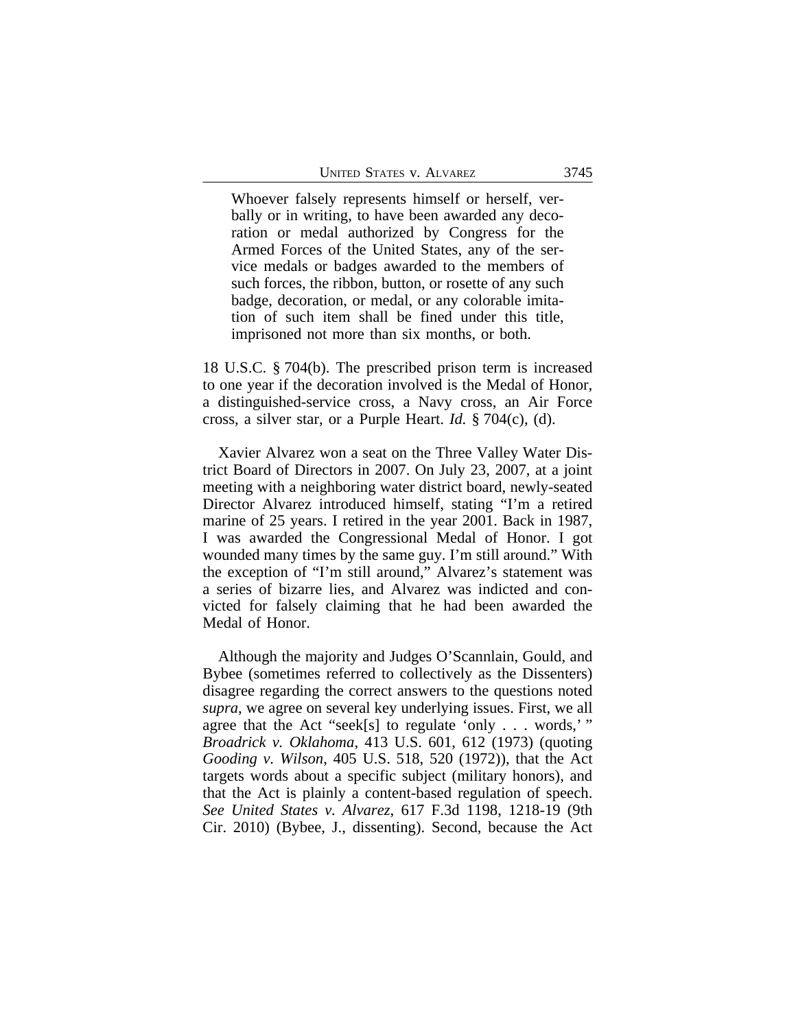> Whoever falsely represents himself or herself, verbally or in writing, to have been awarded any decoration or medal authorized by Congress for the Armed Forces of the United States, any of the service medals or badges awarded to the members of such forces, the ribbon, button, or rosette of any such badge, decoration, or medal, or any colorable imitation of such item shall be fined under this title, imprisoned not more than six months, or both.

18 U.S.C. § 704(b). The prescribed prison term is increased to one year if the decoration involved is the Medal of Honor, a distinguished-service cross, a Navy cross, an Air Force cross, a silver star, or a Purple Heart. *Id.* § 704(c), (d).

Xavier Alvarez won a seat on the Three Valley Water District Board of Directors in 2007. On July 23, 2007, at a joint meeting with a neighboring water district board, newly-seated Director Alvarez introduced himself, stating "I'm a retired marine of 25 years. I retired in the year 2001. Back in 1987, I was awarded the Congressional Medal of Honor. I got wounded many times by the same guy. I'm still around." With the exception of "I'm still around," Alvarez's statement was a series of bizarre lies, and Alvarez was indicted and convicted for falsely claiming that he had been awarded the Medal of Honor.

Although the majority and Judges O'Scannlain, Gould, and Bybee (sometimes referred to collectively as the Dissenters) disagree regarding the correct answers to the questions noted *supra*, we agree on several key underlying issues. First, we all agree that the Act "seek[s] to regulate 'only . . . words,' " *Broadrick v. Oklahoma*, 413 U.S. 601, 612 (1973) (quoting *Gooding v. Wilson*, 405 U.S. 518, 520 (1972)), that the Act targets words about a specific subject (military honors), and that the Act is plainly a content-based regulation of speech. *See United States v. Alvarez*, 617 F.3d 1198, 1218-19 (9th Cir. 2010) (Bybee, J., dissenting). Second, because the Act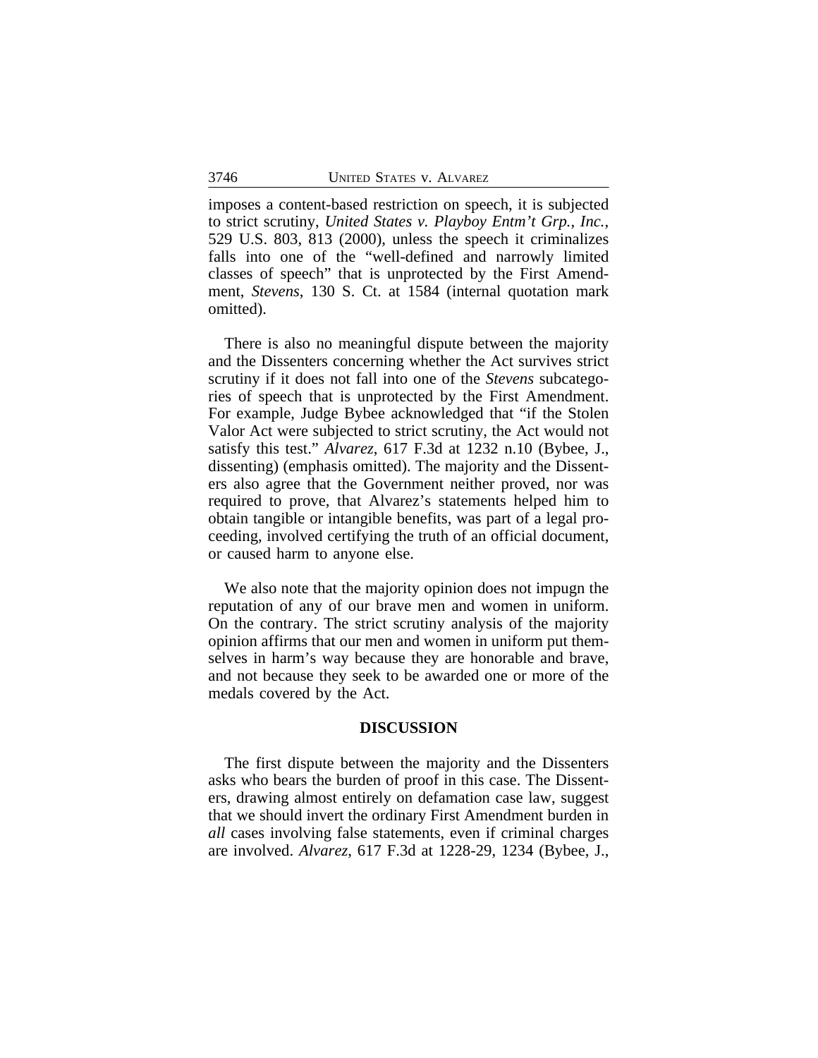imposes a content-based restriction on speech, it is subjected to strict scrutiny, *United States v. Playboy Entm't Grp., Inc.*, 529 U.S. 803, 813 (2000), unless the speech it criminalizes falls into one of the "well-defined and narrowly limited classes of speech" that is unprotected by the First Amendment, *Stevens*, 130 S. Ct. at 1584 (internal quotation mark omitted).

There is also no meaningful dispute between the majority and the Dissenters concerning whether the Act survives strict scrutiny if it does not fall into one of the *Stevens* subcategories of speech that is unprotected by the First Amendment. For example, Judge Bybee acknowledged that "if the Stolen Valor Act were subjected to strict scrutiny, the Act would not satisfy this test." *Alvarez*, 617 F.3d at 1232 n.10 (Bybee, J., dissenting) (emphasis omitted). The majority and the Dissenters also agree that the Government neither proved, nor was required to prove, that Alvarez's statements helped him to obtain tangible or intangible benefits, was part of a legal proceeding, involved certifying the truth of an official document, or caused harm to anyone else.

We also note that the majority opinion does not impugn the reputation of any of our brave men and women in uniform. On the contrary. The strict scrutiny analysis of the majority opinion affirms that our men and women in uniform put themselves in harm's way because they are honorable and brave, and not because they seek to be awarded one or more of the medals covered by the Act.

## DISCUSSION

The first dispute between the majority and the Dissenters asks who bears the burden of proof in this case. The Dissenters, drawing almost entirely on defamation case law, suggest that we should invert the ordinary First Amendment burden in *all* cases involving false statements, even if criminal charges are involved. *Alvarez*, 617 F.3d at 1228-29, 1234 (Bybee, J.,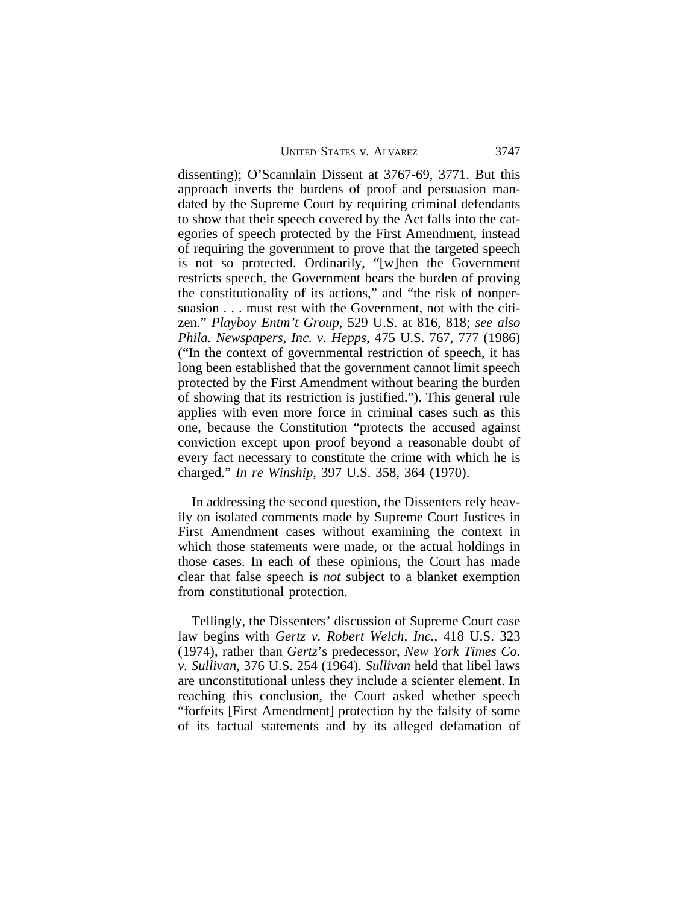dissenting); O'Scannlain Dissent at 3767-69, 3771. But this approach inverts the burdens of proof and persuasion mandated by the Supreme Court by requiring criminal defendants to show that their speech covered by the Act falls into the categories of speech protected by the First Amendment, instead of requiring the government to prove that the targeted speech is not so protected. Ordinarily, "[w]hen the Government restricts speech, the Government bears the burden of proving the constitutionality of its actions," and "the risk of nonpersuasion . . . must rest with the Government, not with the citizen." *Playboy Entm't Group*, 529 U.S. at 816, 818; *see also Phila. Newspapers, Inc. v. Hepps*, 475 U.S. 767, 777 (1986) ("In the context of governmental restriction of speech, it has long been established that the government cannot limit speech protected by the First Amendment without bearing the burden of showing that its restriction is justified."). This general rule applies with even more force in criminal cases such as this one, because the Constitution "protects the accused against conviction except upon proof beyond a reasonable doubt of every fact necessary to constitute the crime with which he is charged." *In re Winship*, 397 U.S. 358, 364 (1970).

In addressing the second question, the Dissenters rely heavily on isolated comments made by Supreme Court Justices in First Amendment cases without examining the context in which those statements were made, or the actual holdings in those cases. In each of these opinions, the Court has made clear that false speech is *not* subject to a blanket exemption from constitutional protection.

Tellingly, the Dissenters' discussion of Supreme Court case law begins with *Gertz v. Robert Welch, Inc.*, 418 U.S. 323 (1974), rather than *Gertz*'s predecessor, *New York Times Co. v. Sullivan*, 376 U.S. 254 (1964). *Sullivan* held that libel laws are unconstitutional unless they include a scienter element. In reaching this conclusion, the Court asked whether speech "forfeits [First Amendment] protection by the falsity of some of its factual statements and by its alleged defamation of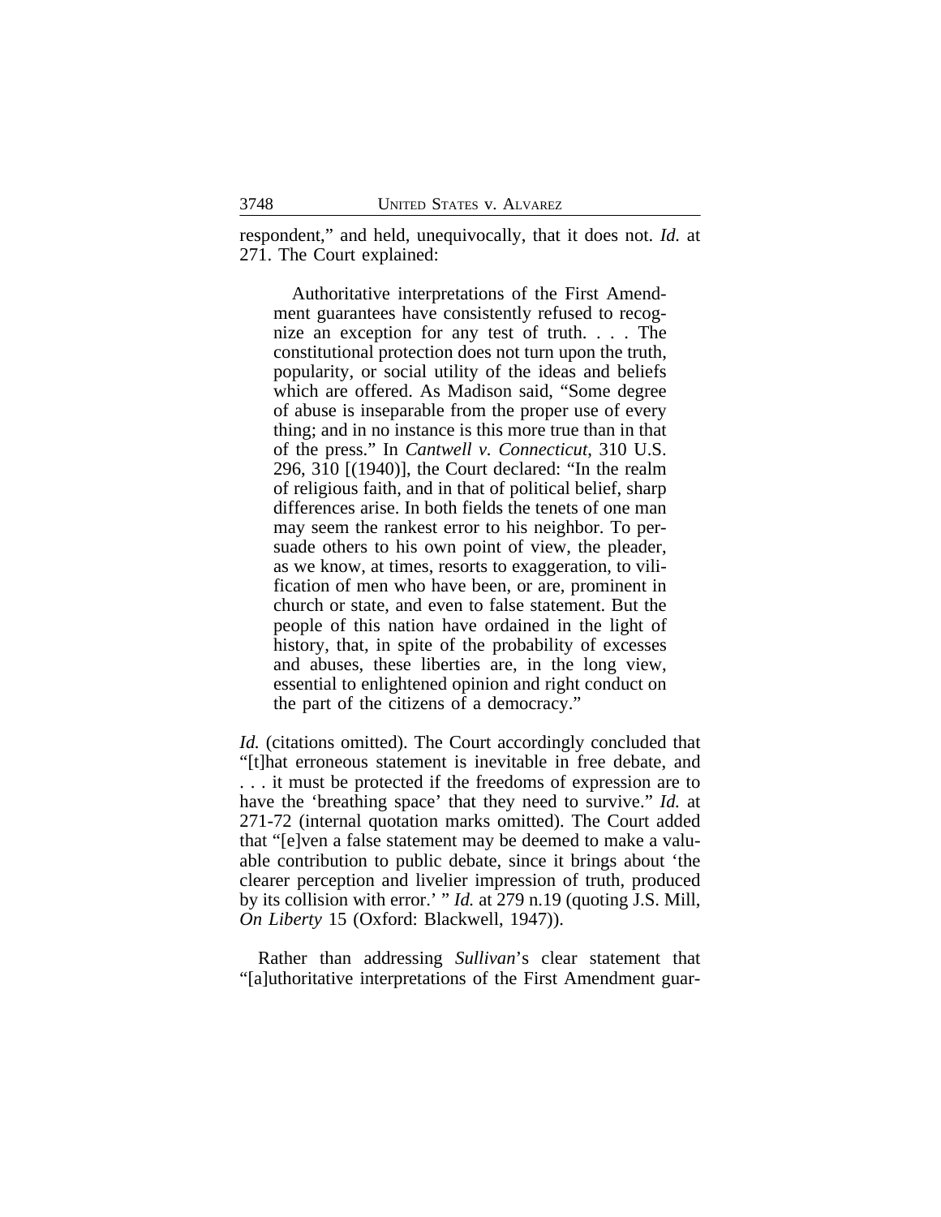respondent," and held, unequivocally, that it does not. *Id.* at 271. The Court explained:

> Authoritative interpretations of the First Amendment guarantees have consistently refused to recognize an exception for any test of truth. . . . The constitutional protection does not turn upon the truth, popularity, or social utility of the ideas and beliefs which are offered. As Madison said, "Some degree of abuse is inseparable from the proper use of every thing; and in no instance is this more true than in that of the press." In *Cantwell v. Connecticut*, 310 U.S. 296, 310 [(1940)], the Court declared: "In the realm of religious faith, and in that of political belief, sharp differences arise. In both fields the tenets of one man may seem the rankest error to his neighbor. To persuade others to his own point of view, the pleader, as we know, at times, resorts to exaggeration, to vilification of men who have been, or are, prominent in church or state, and even to false statement. But the people of this nation have ordained in the light of history, that, in spite of the probability of excesses and abuses, these liberties are, in the long view, essential to enlightened opinion and right conduct on the part of the citizens of a democracy."

*Id.* (citations omitted). The Court accordingly concluded that "[t]hat erroneous statement is inevitable in free debate, and . . . it must be protected if the freedoms of expression are to have the 'breathing space' that they need to survive." *Id.* at 271-72 (internal quotation marks omitted). The Court added that "[e]ven a false statement may be deemed to make a valuable contribution to public debate, since it brings about 'the clearer perception and livelier impression of truth, produced by its collision with error.' " *Id.* at 279 n.19 (quoting J.S. Mill, *On Liberty* 15 (Oxford: Blackwell, 1947)).

Rather than addressing *Sullivan*'s clear statement that "[a]uthoritative interpretations of the First Amendment guar-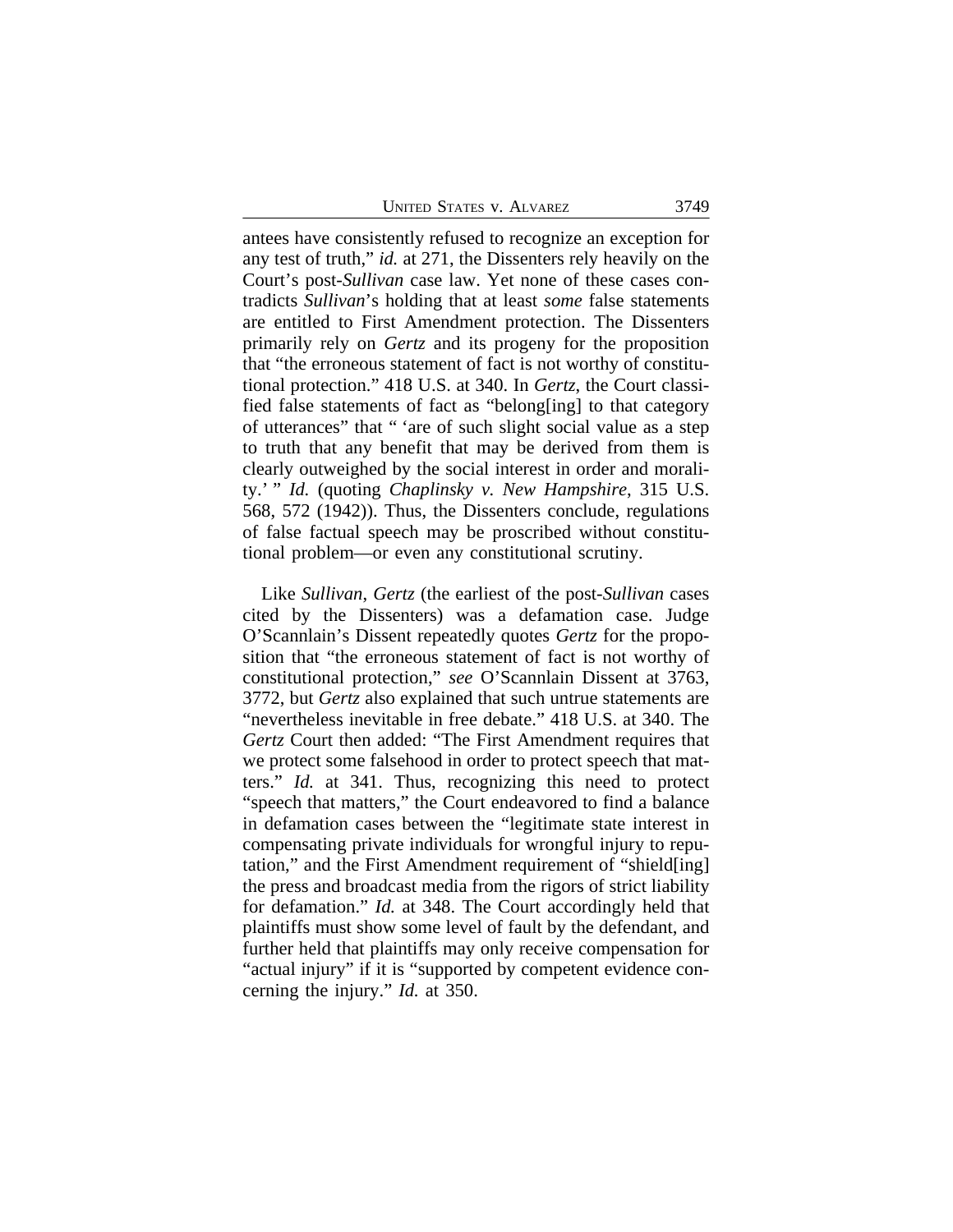antees have consistently refused to recognize an exception for any test of truth," *id.* at 271, the Dissenters rely heavily on the Court's post-*Sullivan* case law. Yet none of these cases contradicts *Sullivan*'s holding that at least *some* false statements are entitled to First Amendment protection. The Dissenters primarily rely on *Gertz* and its progeny for the proposition that "the erroneous statement of fact is not worthy of constitutional protection." 418 U.S. at 340. In *Gertz*, the Court classified false statements of fact as "belong[ing] to that category of utterances" that " 'are of such slight social value as a step to truth that any benefit that may be derived from them is clearly outweighed by the social interest in order and morality.' " *Id.* (quoting *Chaplinsky v. New Hampshire*, 315 U.S. 568, 572 (1942)). Thus, the Dissenters conclude, regulations of false factual speech may be proscribed without constitutional problem—or even any constitutional scrutiny.

Like *Sullivan*, *Gertz* (the earliest of the post-*Sullivan* cases cited by the Dissenters) was a defamation case. Judge O'Scannlain's Dissent repeatedly quotes *Gertz* for the proposition that "the erroneous statement of fact is not worthy of constitutional protection," *see* O'Scannlain Dissent at 3763, 3772, but *Gertz* also explained that such untrue statements are "nevertheless inevitable in free debate." 418 U.S. at 340. The *Gertz* Court then added: "The First Amendment requires that we protect some falsehood in order to protect speech that matters." *Id.* at 341. Thus, recognizing this need to protect "speech that matters," the Court endeavored to find a balance in defamation cases between the "legitimate state interest in compensating private individuals for wrongful injury to reputation," and the First Amendment requirement of "shield[ing] the press and broadcast media from the rigors of strict liability for defamation." *Id.* at 348. The Court accordingly held that plaintiffs must show some level of fault by the defendant, and further held that plaintiffs may only receive compensation for "actual injury" if it is "supported by competent evidence concerning the injury." *Id.* at 350.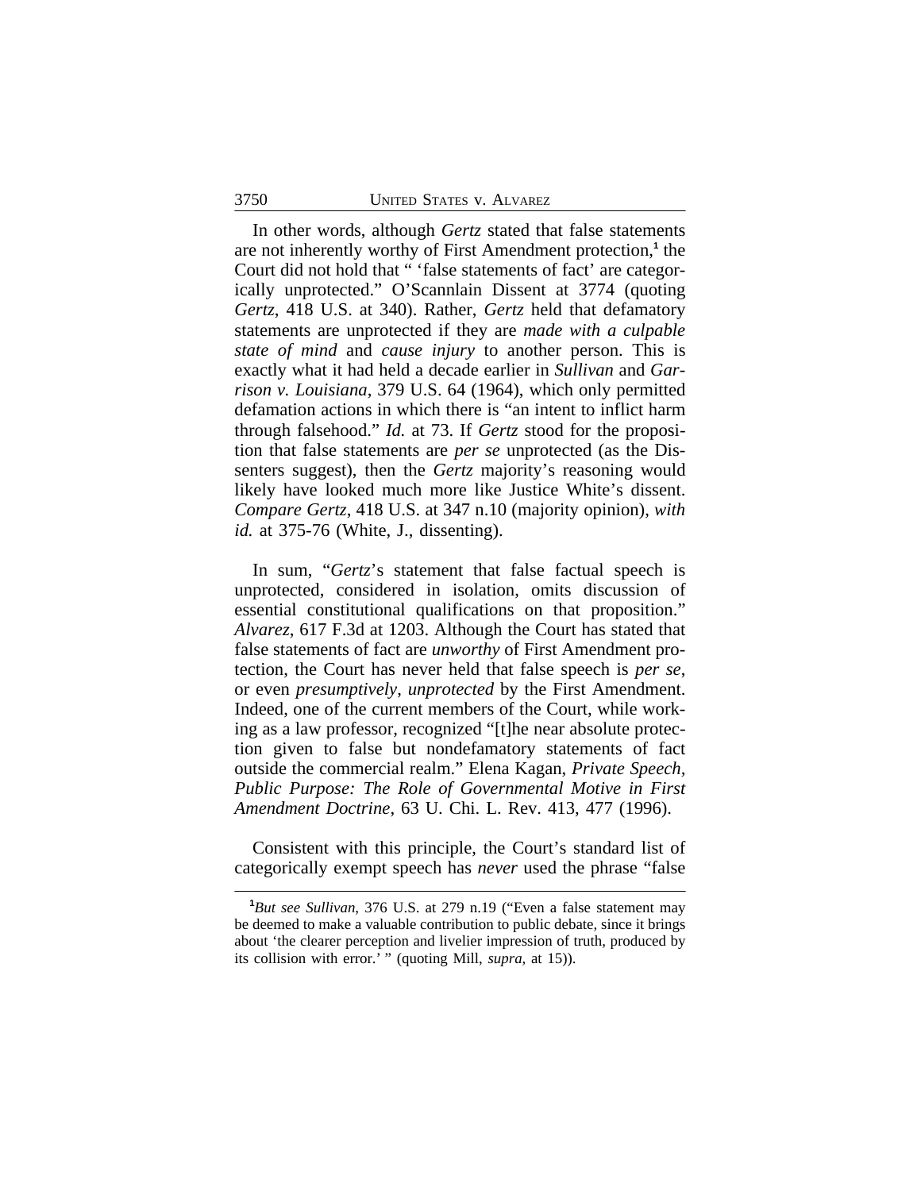In other words, although *Gertz* stated that false statements are not inherently worthy of First Amendment protection,[1] the Court did not hold that " 'false statements of fact' are categorically unprotected." O'Scannlain Dissent at 3774 (quoting *Gertz*, 418 U.S. at 340). Rather, *Gertz* held that defamatory statements are unprotected if they are *made with a culpable state of mind* and *cause injury* to another person. This is exactly what it had held a decade earlier in *Sullivan* and *Garrison v. Louisiana*, 379 U.S. 64 (1964), which only permitted defamation actions in which there is "an intent to inflict harm through falsehood." *Id.* at 73. If *Gertz* stood for the proposition that false statements are *per se* unprotected (as the Dissenters suggest), then the *Gertz* majority's reasoning would likely have looked much more like Justice White's dissent. *Compare Gertz*, 418 U.S. at 347 n.10 (majority opinion), *with id.* at 375-76 (White, J., dissenting).

In sum, "*Gertz*'s statement that false factual speech is unprotected, considered in isolation, omits discussion of essential constitutional qualifications on that proposition." *Alvarez*, 617 F.3d at 1203. Although the Court has stated that false statements of fact are *unworthy* of First Amendment protection, the Court has never held that false speech is *per se*, or even *presumptively*, *unprotected* by the First Amendment. Indeed, one of the current members of the Court, while working as a law professor, recognized "[t]he near absolute protection given to false but nondefamatory statements of fact outside the commercial realm." Elena Kagan, *Private Speech, Public Purpose: The Role of Governmental Motive in First Amendment Doctrine*, 63 U. Chi. L. Rev. 413, 477 (1996).

Consistent with this principle, the Court's standard list of categorically exempt speech has *never* used the phrase "false

---

[1] *But see Sullivan*, 376 U.S. at 279 n.19 ("Even a false statement may be deemed to make a valuable contribution to public debate, since it brings about 'the clearer perception and livelier impression of truth, produced by its collision with error.' " (quoting Mill, *supra*, at 15)).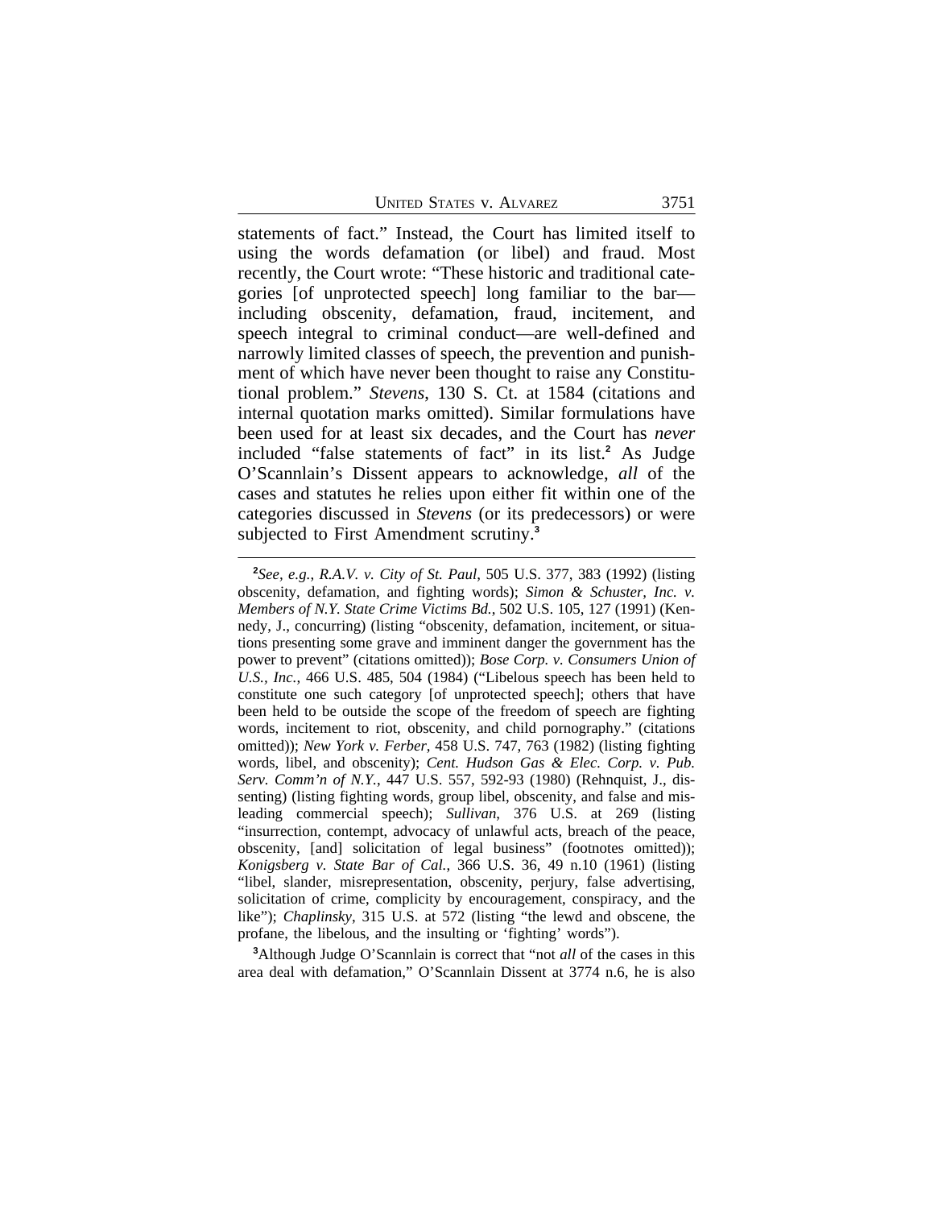statements of fact." Instead, the Court has limited itself to using the words defamation (or libel) and fraud. Most recently, the Court wrote: "These historic and traditional categories [of unprotected speech] long familiar to the bar—including obscenity, defamation, fraud, incitement, and speech integral to criminal conduct—are well-defined and narrowly limited classes of speech, the prevention and punishment of which have never been thought to raise any Constitutional problem." *Stevens*, 130 S. Ct. at 1584 (citations and internal quotation marks omitted). Similar formulations have been used for at least six decades, and the Court has *never* included "false statements of fact" in its list.[2] As Judge O'Scannlain's Dissent appears to acknowledge, *all* of the cases and statutes he relies upon either fit within one of the categories discussed in *Stevens* (or its predecessors) or were subjected to First Amendment scrutiny.[3]

---

[2]*See, e.g.*, *R.A.V. v. City of St. Paul*, 505 U.S. 377, 383 (1992) (listing obscenity, defamation, and fighting words); *Simon & Schuster, Inc. v. Members of N.Y. State Crime Victims Bd.*, 502 U.S. 105, 127 (1991) (Kennedy, J., concurring) (listing "obscenity, defamation, incitement, or situations presenting some grave and imminent danger the government has the power to prevent" (citations omitted)); *Bose Corp. v. Consumers Union of U.S., Inc.*, 466 U.S. 485, 504 (1984) ("Libelous speech has been held to constitute one such category [of unprotected speech]; others that have been held to be outside the scope of the freedom of speech are fighting words, incitement to riot, obscenity, and child pornography." (citations omitted)); *New York v. Ferber*, 458 U.S. 747, 763 (1982) (listing fighting words, libel, and obscenity); *Cent. Hudson Gas & Elec. Corp. v. Pub. Serv. Comm'n of N.Y.*, 447 U.S. 557, 592-93 (1980) (Rehnquist, J., dissenting) (listing fighting words, group libel, obscenity, and false and misleading commercial speech); *Sullivan*, 376 U.S. at 269 (listing "insurrection, contempt, advocacy of unlawful acts, breach of the peace, obscenity, [and] solicitation of legal business" (footnotes omitted)); *Konigsberg v. State Bar of Cal.*, 366 U.S. 36, 49 n.10 (1961) (listing "libel, slander, misrepresentation, obscenity, perjury, false advertising, solicitation of crime, complicity by encouragement, conspiracy, and the like"); *Chaplinsky*, 315 U.S. at 572 (listing "the lewd and obscene, the profane, the libelous, and the insulting or 'fighting' words").

[3]Although Judge O'Scannlain is correct that "not *all* of the cases in this area deal with defamation," O'Scannlain Dissent at 3774 n.6, he is also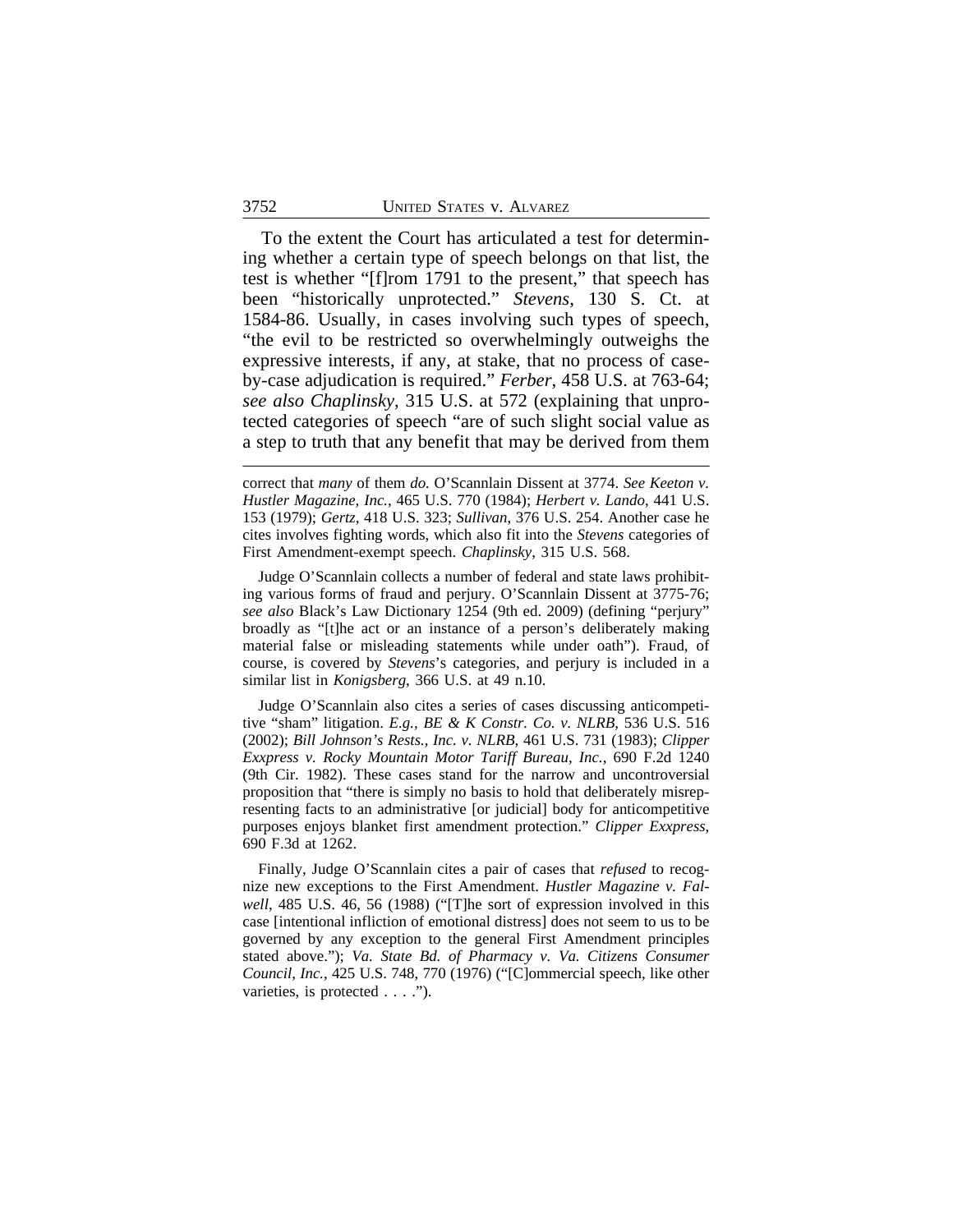To the extent the Court has articulated a test for determining whether a certain type of speech belongs on that list, the test is whether "[f]rom 1791 to the present," that speech has been "historically unprotected." *Stevens*, 130 S. Ct. at 1584-86. Usually, in cases involving such types of speech, "the evil to be restricted so overwhelmingly outweighs the expressive interests, if any, at stake, that no process of case-by-case adjudication is required." *Ferber*, 458 U.S. at 763-64; *see also Chaplinsky*, 315 U.S. at 572 (explaining that unprotected categories of speech "are of such slight social value as a step to truth that any benefit that may be derived from them

---

correct that *many* of them *do.* O'Scannlain Dissent at 3774. *See Keeton v. Hustler Magazine, Inc.*, 465 U.S. 770 (1984); *Herbert v. Lando*, 441 U.S. 153 (1979); *Gertz*, 418 U.S. 323; *Sullivan*, 376 U.S. 254. Another case he cites involves fighting words, which also fit into the *Stevens* categories of First Amendment-exempt speech. *Chaplinsky*, 315 U.S. 568.

Judge O'Scannlain collects a number of federal and state laws prohibiting various forms of fraud and perjury. O'Scannlain Dissent at 3775-76; *see also* Black's Law Dictionary 1254 (9th ed. 2009) (defining "perjury" broadly as "[t]he act or an instance of a person's deliberately making material false or misleading statements while under oath"). Fraud, of course, is covered by *Stevens*'s categories, and perjury is included in a similar list in *Konigsberg*, 366 U.S. at 49 n.10.

Judge O'Scannlain also cites a series of cases discussing anticompetitive "sham" litigation. *E.g.*, *BE & K Constr. Co. v. NLRB*, 536 U.S. 516 (2002); *Bill Johnson's Rests., Inc. v. NLRB*, 461 U.S. 731 (1983); *Clipper Exxpress v. Rocky Mountain Motor Tariff Bureau, Inc.*, 690 F.2d 1240 (9th Cir. 1982). These cases stand for the narrow and uncontroversial proposition that "there is simply no basis to hold that deliberately misrepresenting facts to an administrative [or judicial] body for anticompetitive purposes enjoys blanket first amendment protection." *Clipper Exxpress*, 690 F.3d at 1262.

Finally, Judge O'Scannlain cites a pair of cases that *refused* to recognize new exceptions to the First Amendment. *Hustler Magazine v. Falwell*, 485 U.S. 46, 56 (1988) ("[T]he sort of expression involved in this case [intentional infliction of emotional distress] does not seem to us to be governed by any exception to the general First Amendment principles stated above."); *Va. State Bd. of Pharmacy v. Va. Citizens Consumer Council, Inc.*, 425 U.S. 748, 770 (1976) ("[C]ommercial speech, like other varieties, is protected . . . .").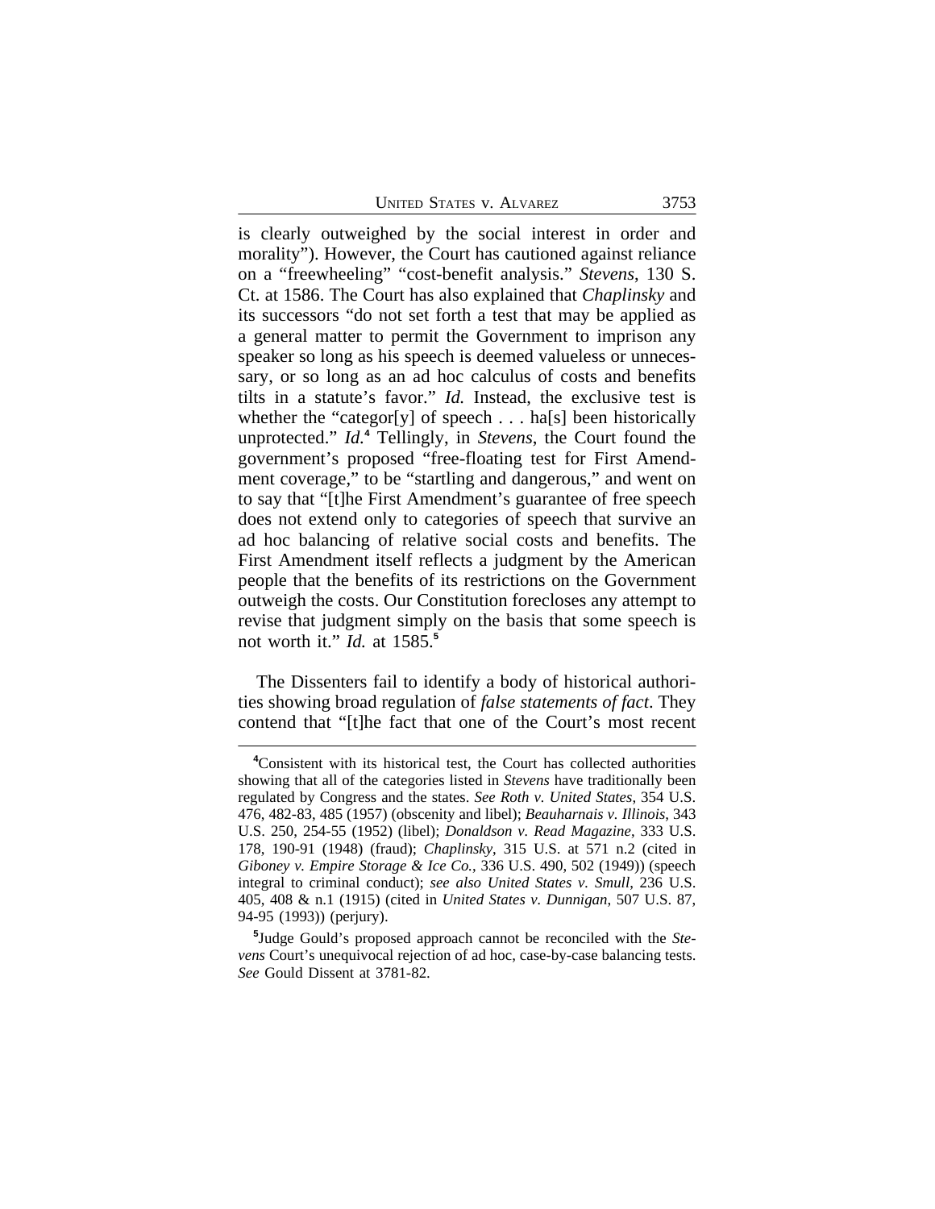is clearly outweighed by the social interest in order and morality"). However, the Court has cautioned against reliance on a "freewheeling" "cost-benefit analysis." *Stevens*, 130 S. Ct. at 1586. The Court has also explained that *Chaplinsky* and its successors "do not set forth a test that may be applied as a general matter to permit the Government to imprison any speaker so long as his speech is deemed valueless or unnecessary, or so long as an ad hoc calculus of costs and benefits tilts in a statute's favor." *Id.* Instead, the exclusive test is whether the "categor[y] of speech . . . ha[s] been historically unprotected." *Id.*[4] Tellingly, in *Stevens*, the Court found the government's proposed "free-floating test for First Amendment coverage," to be "startling and dangerous," and went on to say that "[t]he First Amendment's guarantee of free speech does not extend only to categories of speech that survive an ad hoc balancing of relative social costs and benefits. The First Amendment itself reflects a judgment by the American people that the benefits of its restrictions on the Government outweigh the costs. Our Constitution forecloses any attempt to revise that judgment simply on the basis that some speech is not worth it." *Id.* at 1585.[5]

The Dissenters fail to identify a body of historical authorities showing broad regulation of *false statements of fact*. They contend that "[t]he fact that one of the Court's most recent

---

[4]Consistent with its historical test, the Court has collected authorities showing that all of the categories listed in *Stevens* have traditionally been regulated by Congress and the states. *See Roth v. United States*, 354 U.S. 476, 482-83, 485 (1957) (obscenity and libel); *Beauharnais v. Illinois*, 343 U.S. 250, 254-55 (1952) (libel); *Donaldson v. Read Magazine*, 333 U.S. 178, 190-91 (1948) (fraud); *Chaplinsky*, 315 U.S. at 571 n.2 (cited in *Giboney v. Empire Storage & Ice Co.*, 336 U.S. 490, 502 (1949)) (speech integral to criminal conduct); *see also United States v. Smull*, 236 U.S. 405, 408 & n.1 (1915) (cited in *United States v. Dunnigan*, 507 U.S. 87, 94-95 (1993)) (perjury).

[5]Judge Gould's proposed approach cannot be reconciled with the *Stevens* Court's unequivocal rejection of ad hoc, case-by-case balancing tests. *See* Gould Dissent at 3781-82.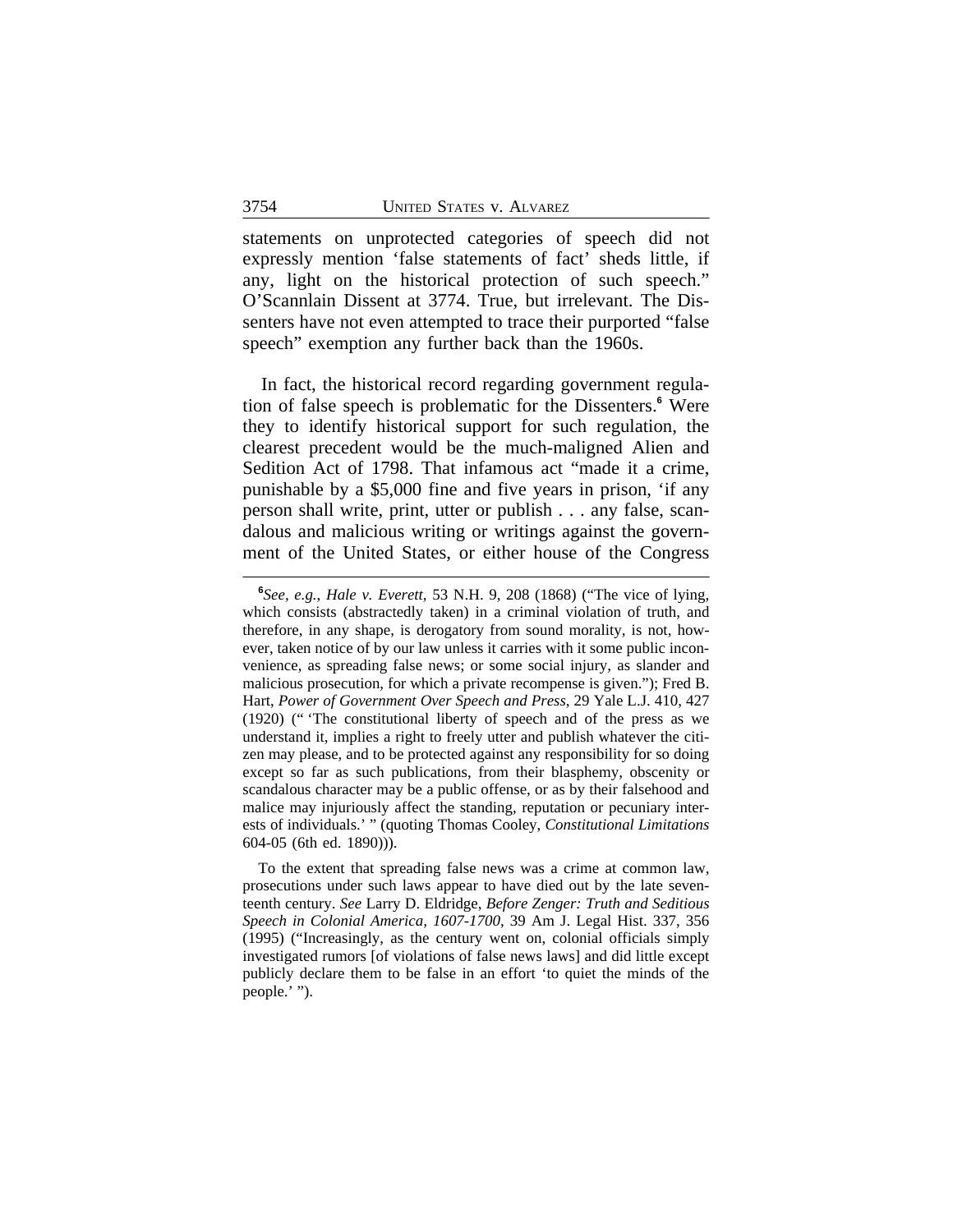statements on unprotected categories of speech did not expressly mention 'false statements of fact' sheds little, if any, light on the historical protection of such speech." O'Scannlain Dissent at 3774. True, but irrelevant. The Dissenters have not even attempted to trace their purported "false speech" exemption any further back than the 1960s.

In fact, the historical record regarding government regulation of false speech is problematic for the Dissenters.[6] Were they to identify historical support for such regulation, the clearest precedent would be the much-maligned Alien and Sedition Act of 1798. That infamous act "made it a crime, punishable by a $5,000 fine and five years in prison, 'if any person shall write, print, utter or publish . . . any false, scandalous and malicious writing or writings against the government of the United States, or either house of the Congress

---

[6]*See, e.g.*, *Hale v. Everett*, 53 N.H. 9, 208 (1868) ("The vice of lying, which consists (abstractedly taken) in a criminal violation of truth, and therefore, in any shape, is derogatory from sound morality, is not, however, taken notice of by our law unless it carries with it some public inconvenience, as spreading false news; or some social injury, as slander and malicious prosecution, for which a private recompense is given."); Fred B. Hart, *Power of Government Over Speech and Press*, 29 Yale L.J. 410, 427 (1920) (" 'The constitutional liberty of speech and of the press as we understand it, implies a right to freely utter and publish whatever the citizen may please, and to be protected against any responsibility for so doing except so far as such publications, from their blasphemy, obscenity or scandalous character may be a public offense, or as by their falsehood and malice may injuriously affect the standing, reputation or pecuniary interests of individuals.' " (quoting Thomas Cooley, *Constitutional Limitations* 604-05 (6th ed. 1890))).

To the extent that spreading false news was a crime at common law, prosecutions under such laws appear to have died out by the late seventeenth century. *See* Larry D. Eldridge, *Before Zenger: Truth and Seditious Speech in Colonial America, 1607-1700*, 39 Am J. Legal Hist. 337, 356 (1995) ("Increasingly, as the century went on, colonial officials simply investigated rumors [of violations of false news laws] and did little except publicly declare them to be false in an effort 'to quiet the minds of the people.' ").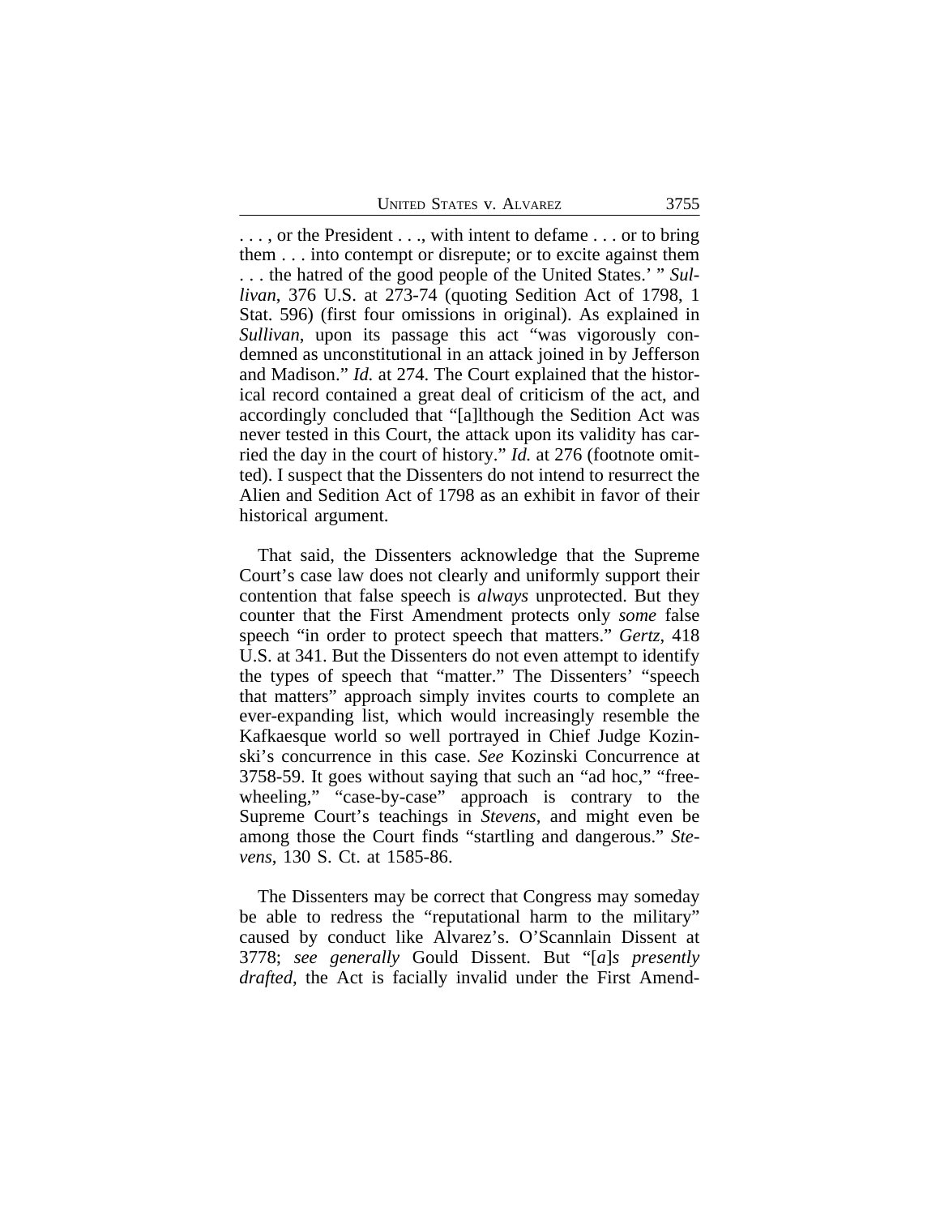. . . , or the President . . ., with intent to defame . . . or to bring them . . . into contempt or disrepute; or to excite against them . . . the hatred of the good people of the United States.' " *Sullivan*, 376 U.S. at 273-74 (quoting Sedition Act of 1798, 1 Stat. 596) (first four omissions in original). As explained in *Sullivan*, upon its passage this act "was vigorously condemned as unconstitutional in an attack joined in by Jefferson and Madison." *Id.* at 274. The Court explained that the historical record contained a great deal of criticism of the act, and accordingly concluded that "[a]lthough the Sedition Act was never tested in this Court, the attack upon its validity has carried the day in the court of history." *Id.* at 276 (footnote omitted). I suspect that the Dissenters do not intend to resurrect the Alien and Sedition Act of 1798 as an exhibit in favor of their historical argument.

That said, the Dissenters acknowledge that the Supreme Court's case law does not clearly and uniformly support their contention that false speech is *always* unprotected. But they counter that the First Amendment protects only *some* false speech "in order to protect speech that matters." *Gertz*, 418 U.S. at 341. But the Dissenters do not even attempt to identify the types of speech that "matter." The Dissenters' "speech that matters" approach simply invites courts to complete an ever-expanding list, which would increasingly resemble the Kafkaesque world so well portrayed in Chief Judge Kozinski's concurrence in this case. *See* Kozinski Concurrence at 3758-59. It goes without saying that such an "ad hoc," "free-wheeling," "case-by-case" approach is contrary to the Supreme Court's teachings in *Stevens*, and might even be among those the Court finds "startling and dangerous." *Stevens*, 130 S. Ct. at 1585-86.

The Dissenters may be correct that Congress may someday be able to redress the "reputational harm to the military" caused by conduct like Alvarez's. O'Scannlain Dissent at 3778; *see generally* Gould Dissent. But "[*a*]*s presently drafted*, the Act is facially invalid under the First Amend-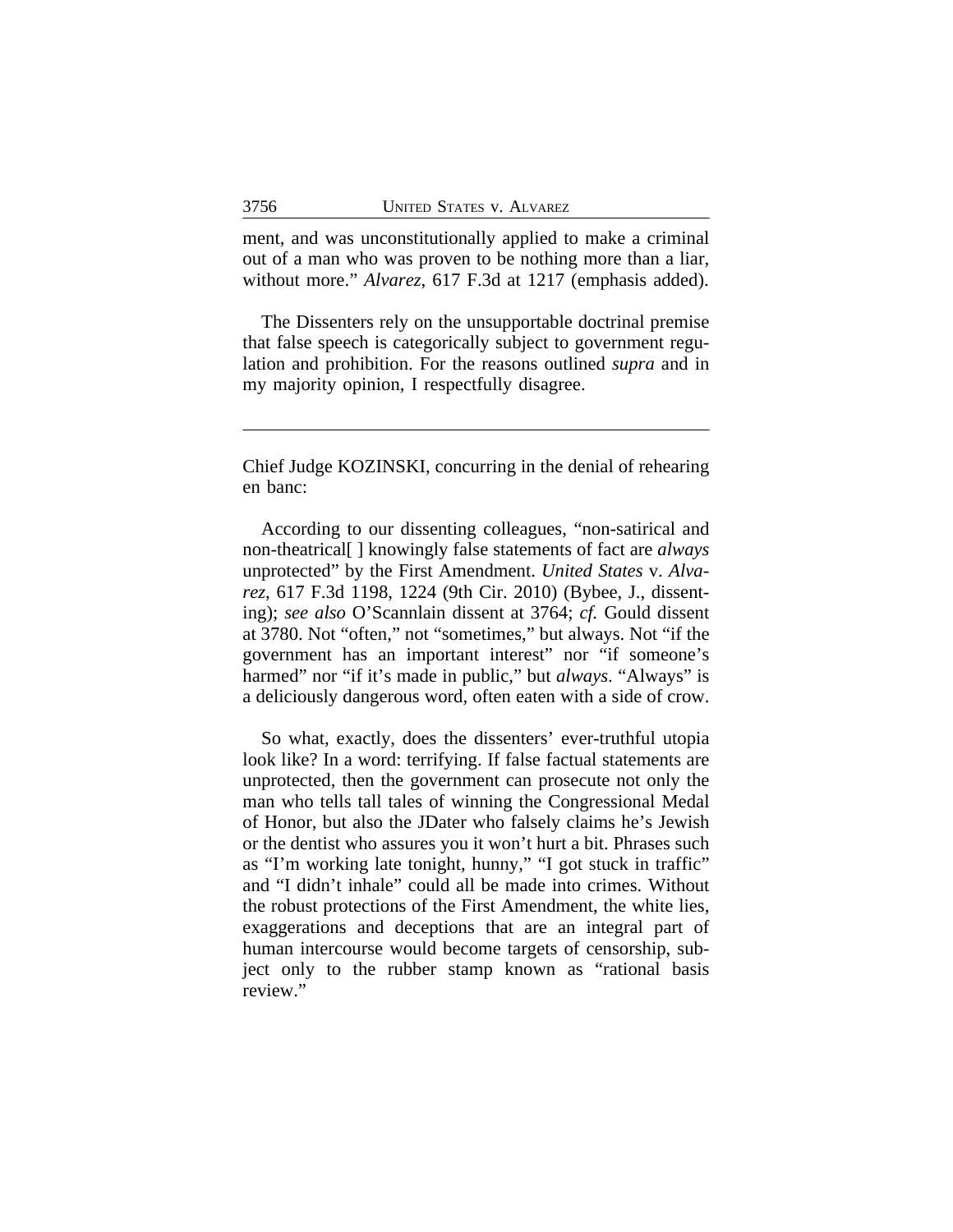ment, and was unconstitutionally applied to make a criminal out of a man who was proven to be nothing more than a liar, without more." *Alvarez*, 617 F.3d at 1217 (emphasis added).

The Dissenters rely on the unsupportable doctrinal premise that false speech is categorically subject to government regulation and prohibition. For the reasons outlined *supra* and in my majority opinion, I respectfully disagree.

---

Chief Judge KOZINSKI, concurring in the denial of rehearing en banc:

According to our dissenting colleagues, "non-satirical and non-theatrical[ ] knowingly false statements of fact are *always* unprotected" by the First Amendment. *United States* v. *Alvarez*, 617 F.3d 1198, 1224 (9th Cir. 2010) (Bybee, J., dissenting); *see also* O'Scannlain dissent at 3764; *cf.* Gould dissent at 3780. Not "often," not "sometimes," but always. Not "if the government has an important interest" nor "if someone's harmed" nor "if it's made in public," but *always*. "Always" is a deliciously dangerous word, often eaten with a side of crow.

So what, exactly, does the dissenters' ever-truthful utopia look like? In a word: terrifying. If false factual statements are unprotected, then the government can prosecute not only the man who tells tall tales of winning the Congressional Medal of Honor, but also the JDater who falsely claims he's Jewish or the dentist who assures you it won't hurt a bit. Phrases such as "I'm working late tonight, hunny," "I got stuck in traffic" and "I didn't inhale" could all be made into crimes. Without the robust protections of the First Amendment, the white lies, exaggerations and deceptions that are an integral part of human intercourse would become targets of censorship, subject only to the rubber stamp known as "rational basis review."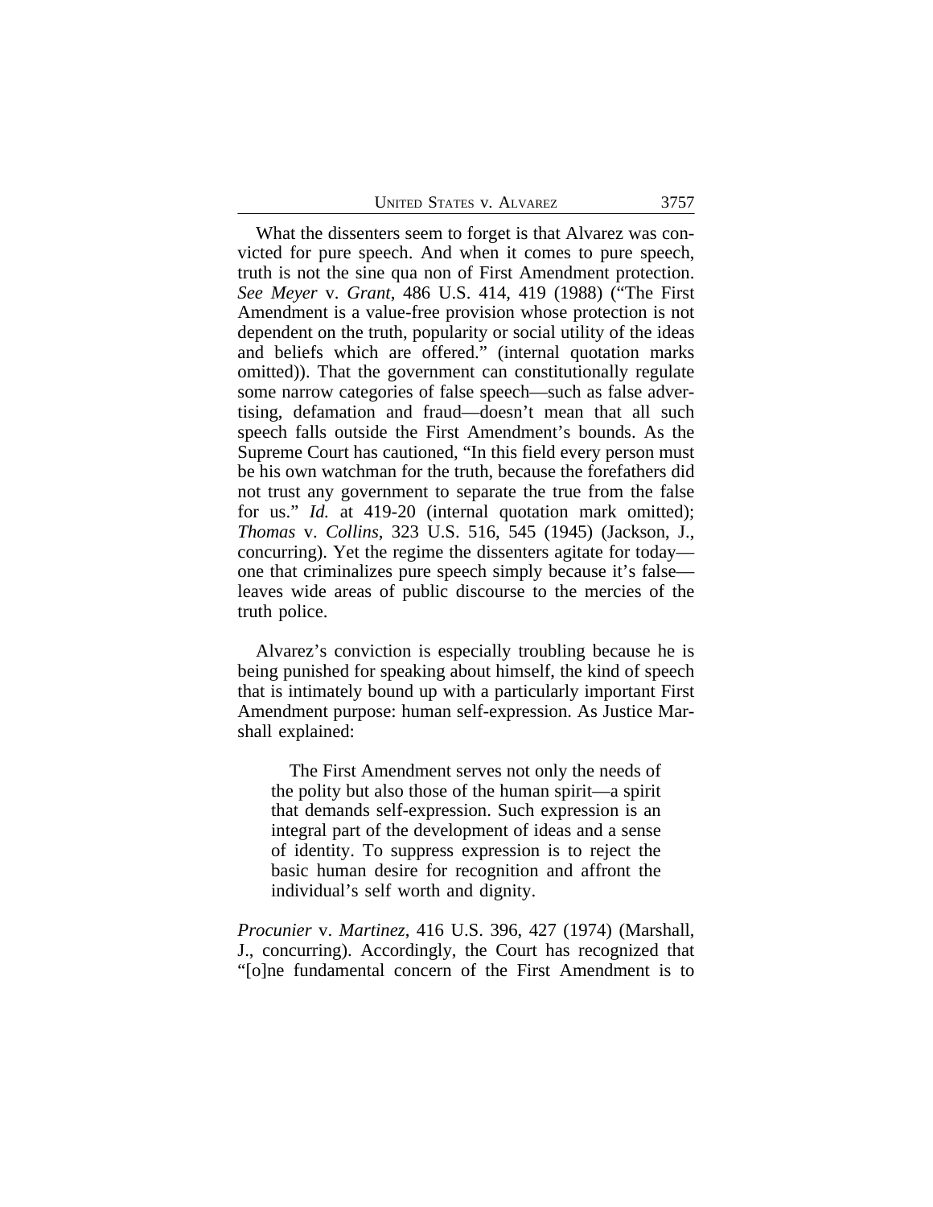What the dissenters seem to forget is that Alvarez was convicted for pure speech. And when it comes to pure speech, truth is not the sine qua non of First Amendment protection. *See Meyer* v. *Grant*, 486 U.S. 414, 419 (1988) ("The First Amendment is a value-free provision whose protection is not dependent on the truth, popularity or social utility of the ideas and beliefs which are offered." (internal quotation marks omitted)). That the government can constitutionally regulate some narrow categories of false speech—such as false advertising, defamation and fraud—doesn't mean that all such speech falls outside the First Amendment's bounds. As the Supreme Court has cautioned, "In this field every person must be his own watchman for the truth, because the forefathers did not trust any government to separate the true from the false for us." *Id.* at 419-20 (internal quotation mark omitted); *Thomas* v. *Collins*, 323 U.S. 516, 545 (1945) (Jackson, J., concurring). Yet the regime the dissenters agitate for today—one that criminalizes pure speech simply because it's false—leaves wide areas of public discourse to the mercies of the truth police.

Alvarez's conviction is especially troubling because he is being punished for speaking about himself, the kind of speech that is intimately bound up with a particularly important First Amendment purpose: human self-expression. As Justice Marshall explained:

> The First Amendment serves not only the needs of the polity but also those of the human spirit—a spirit that demands self-expression. Such expression is an integral part of the development of ideas and a sense of identity. To suppress expression is to reject the basic human desire for recognition and affront the individual's self worth and dignity.

*Procunier* v. *Martinez*, 416 U.S. 396, 427 (1974) (Marshall, J., concurring). Accordingly, the Court has recognized that "[o]ne fundamental concern of the First Amendment is to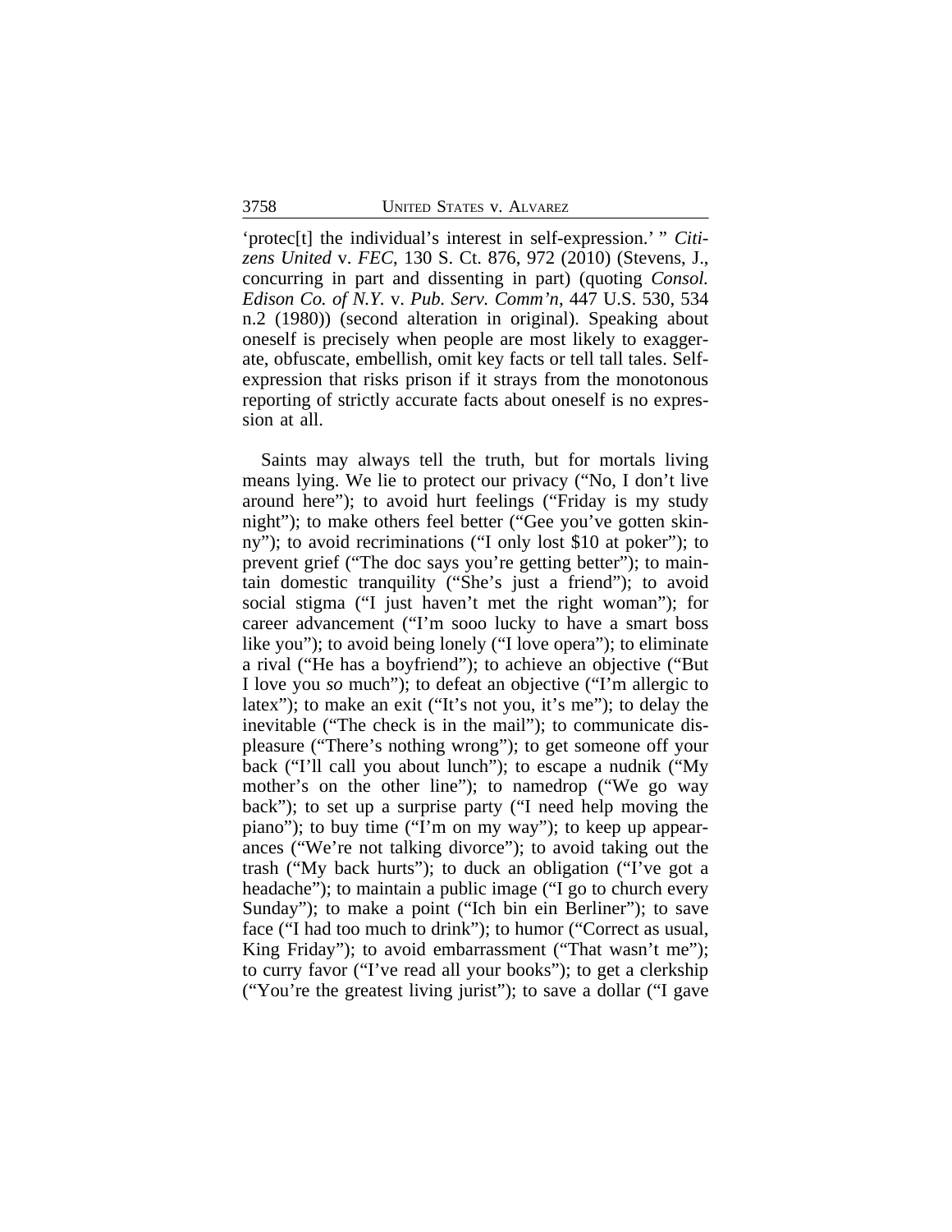'protec[t] the individual's interest in self-expression.' " *Citizens United* v. *FEC*, 130 S. Ct. 876, 972 (2010) (Stevens, J., concurring in part and dissenting in part) (quoting *Consol. Edison Co. of N.Y.* v. *Pub. Serv. Comm'n*, 447 U.S. 530, 534 n.2 (1980)) (second alteration in original). Speaking about oneself is precisely when people are most likely to exaggerate, obfuscate, embellish, omit key facts or tell tall tales. Self-expression that risks prison if it strays from the monotonous reporting of strictly accurate facts about oneself is no expression at all.

Saints may always tell the truth, but for mortals living means lying. We lie to protect our privacy ("No, I don't live around here"); to avoid hurt feelings ("Friday is my study night"); to make others feel better ("Gee you've gotten skinny"); to avoid recriminations ("I only lost $10 at poker"); to prevent grief ("The doc says you're getting better"); to maintain domestic tranquility ("She's just a friend"); to avoid social stigma ("I just haven't met the right woman"); for career advancement ("I'm sooo lucky to have a smart boss like you"); to avoid being lonely ("I love opera"); to eliminate a rival ("He has a boyfriend"); to achieve an objective ("But I love you *so* much"); to defeat an objective ("I'm allergic to latex"); to make an exit ("It's not you, it's me"); to delay the inevitable ("The check is in the mail"); to communicate displeasure ("There's nothing wrong"); to get someone off your back ("I'll call you about lunch"); to escape a nudnik ("My mother's on the other line"); to namedrop ("We go way back"); to set up a surprise party ("I need help moving the piano"); to buy time ("I'm on my way"); to keep up appearances ("We're not talking divorce"); to avoid taking out the trash ("My back hurts"); to duck an obligation ("I've got a headache"); to maintain a public image ("I go to church every Sunday"); to make a point ("Ich bin ein Berliner"); to save face ("I had too much to drink"); to humor ("Correct as usual, King Friday"); to avoid embarrassment ("That wasn't me"); to curry favor ("I've read all your books"); to get a clerkship ("You're the greatest living jurist"); to save a dollar ("I gave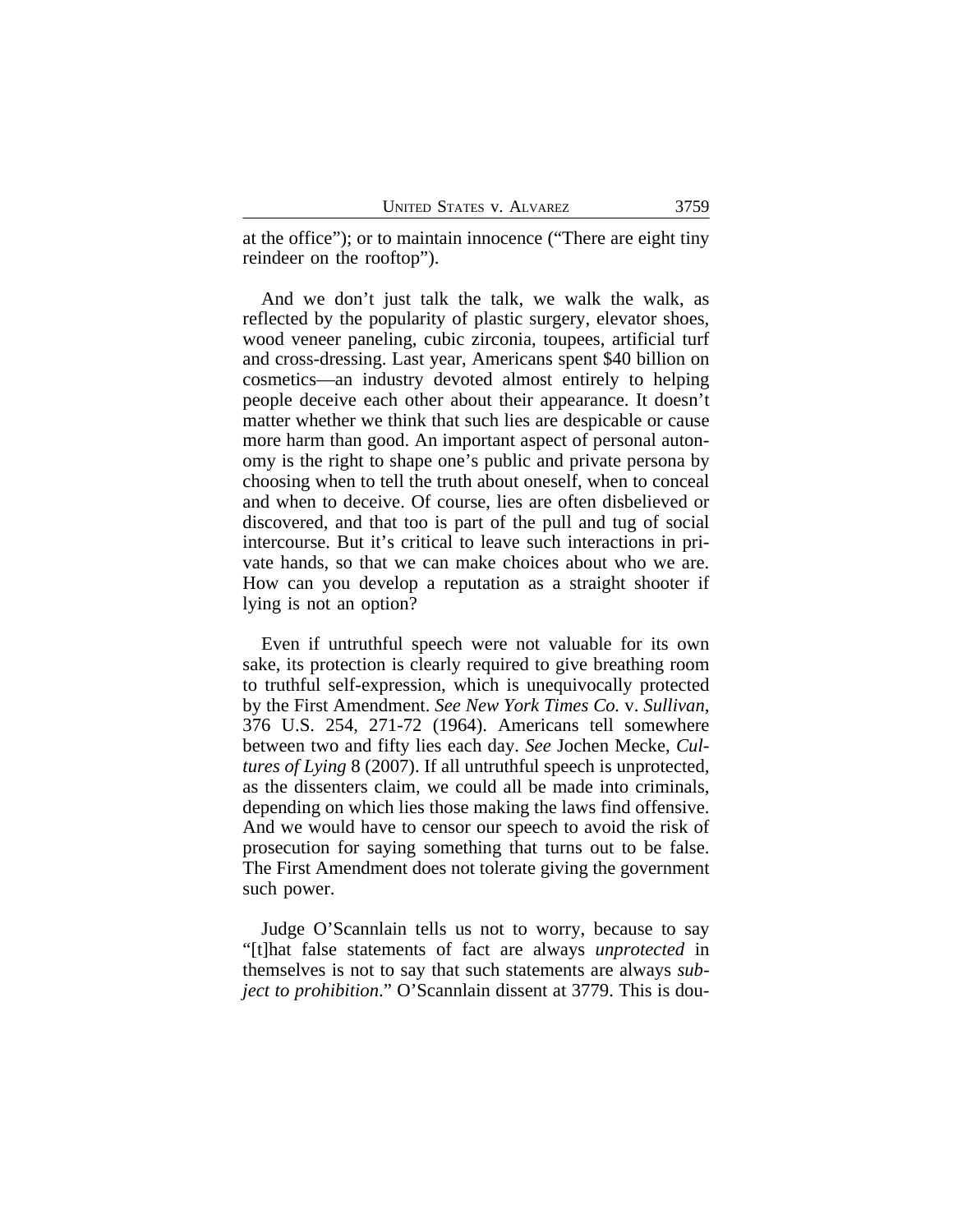at the office"); or to maintain innocence ("There are eight tiny reindeer on the rooftop").

And we don't just talk the talk, we walk the walk, as reflected by the popularity of plastic surgery, elevator shoes, wood veneer paneling, cubic zirconia, toupees, artificial turf and cross-dressing. Last year, Americans spent $40 billion on cosmetics—an industry devoted almost entirely to helping people deceive each other about their appearance. It doesn't matter whether we think that such lies are despicable or cause more harm than good. An important aspect of personal autonomy is the right to shape one's public and private persona by choosing when to tell the truth about oneself, when to conceal and when to deceive. Of course, lies are often disbelieved or discovered, and that too is part of the pull and tug of social intercourse. But it's critical to leave such interactions in private hands, so that we can make choices about who we are. How can you develop a reputation as a straight shooter if lying is not an option?

Even if untruthful speech were not valuable for its own sake, its protection is clearly required to give breathing room to truthful self-expression, which is unequivocally protected by the First Amendment. *See New York Times Co.* v. *Sullivan*, 376 U.S. 254, 271-72 (1964). Americans tell somewhere between two and fifty lies each day. *See* Jochen Mecke, *Cultures of Lying* 8 (2007). If all untruthful speech is unprotected, as the dissenters claim, we could all be made into criminals, depending on which lies those making the laws find offensive. And we would have to censor our speech to avoid the risk of prosecution for saying something that turns out to be false. The First Amendment does not tolerate giving the government such power.

Judge O'Scannlain tells us not to worry, because to say "[t]hat false statements of fact are always *unprotected* in themselves is not to say that such statements are always *subject to prohibition*." O'Scannlain dissent at 3779. This is dou-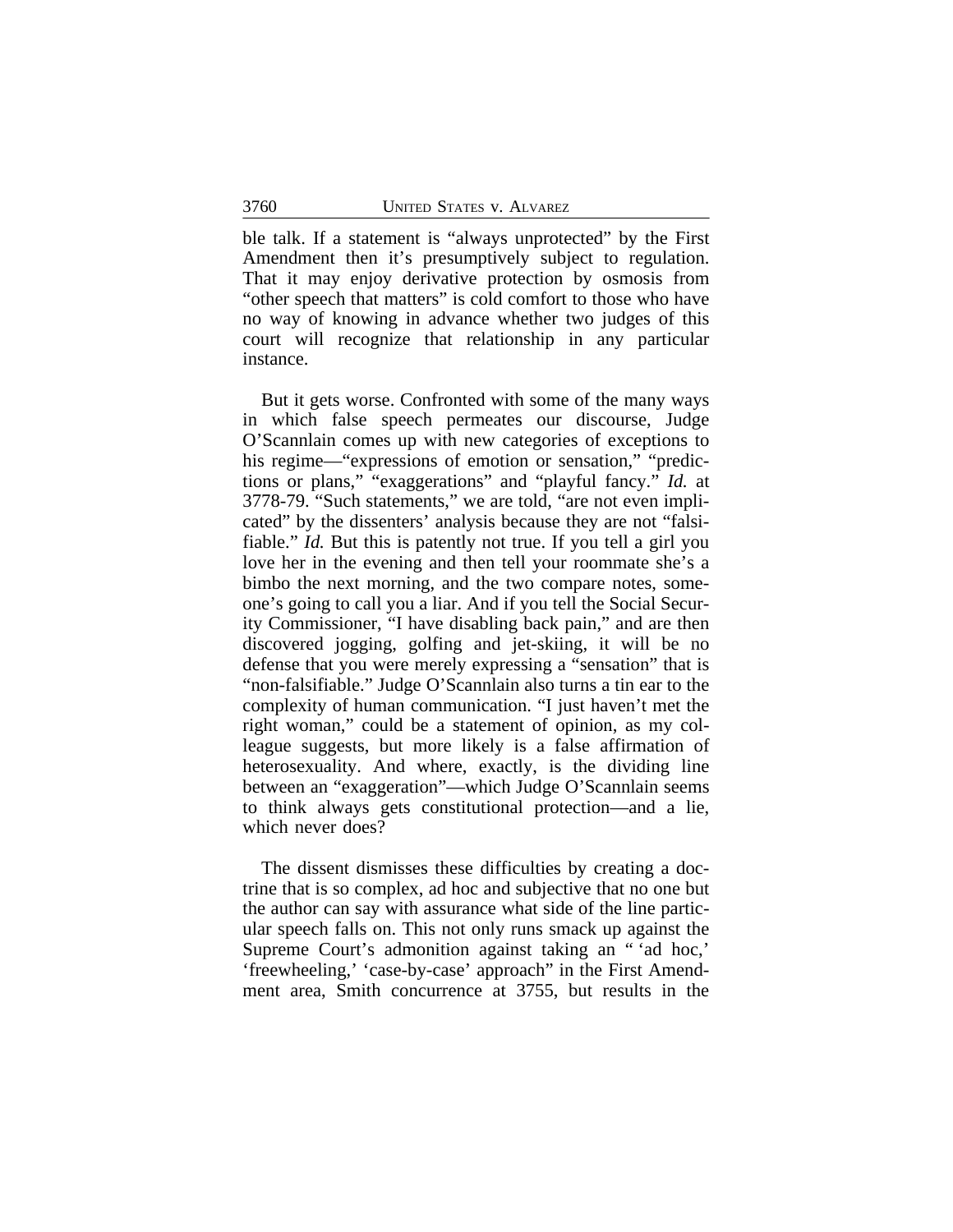ble talk. If a statement is "always unprotected" by the First Amendment then it's presumptively subject to regulation. That it may enjoy derivative protection by osmosis from "other speech that matters" is cold comfort to those who have no way of knowing in advance whether two judges of this court will recognize that relationship in any particular instance.

But it gets worse. Confronted with some of the many ways in which false speech permeates our discourse, Judge O'Scannlain comes up with new categories of exceptions to his regime—"expressions of emotion or sensation," "predictions or plans," "exaggerations" and "playful fancy." *Id.* at 3778-79. "Such statements," we are told, "are not even implicated" by the dissenters' analysis because they are not "falsifiable." *Id.* But this is patently not true. If you tell a girl you love her in the evening and then tell your roommate she's a bimbo the next morning, and the two compare notes, someone's going to call you a liar. And if you tell the Social Security Commissioner, "I have disabling back pain," and are then discovered jogging, golfing and jet-skiing, it will be no defense that you were merely expressing a "sensation" that is "non-falsifiable." Judge O'Scannlain also turns a tin ear to the complexity of human communication. "I just haven't met the right woman," could be a statement of opinion, as my colleague suggests, but more likely is a false affirmation of heterosexuality. And where, exactly, is the dividing line between an "exaggeration"—which Judge O'Scannlain seems to think always gets constitutional protection—and a lie, which never does?

The dissent dismisses these difficulties by creating a doctrine that is so complex, ad hoc and subjective that no one but the author can say with assurance what side of the line particular speech falls on. This not only runs smack up against the Supreme Court's admonition against taking an " 'ad hoc,' 'freewheeling,' 'case-by-case' approach" in the First Amendment area, Smith concurrence at 3755, but results in the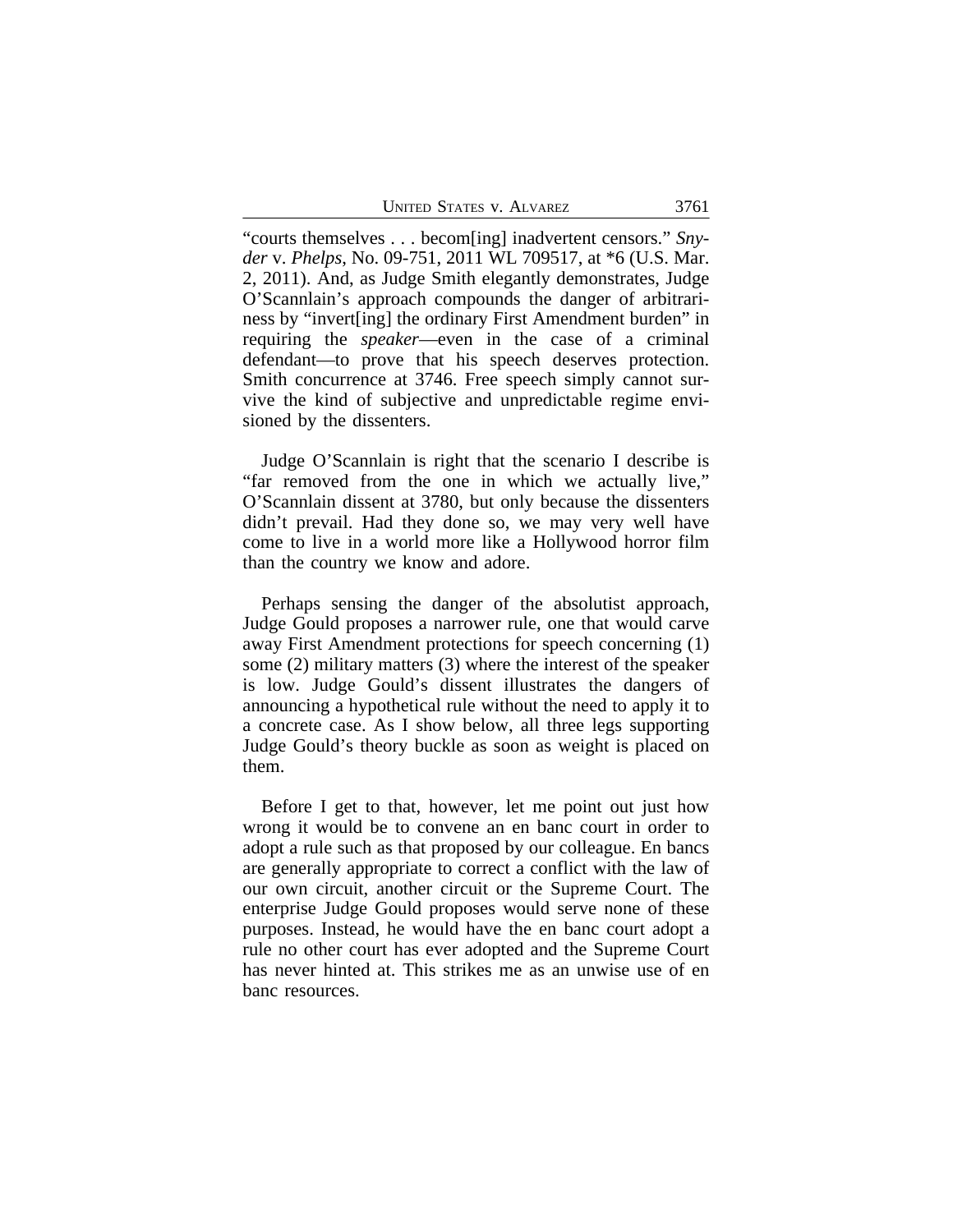"courts themselves . . . becom[ing] inadvertent censors." *Snyder* v. *Phelps*, No. 09-751, 2011 WL 709517, at *6 (U.S. Mar. 2, 2011). And, as Judge Smith elegantly demonstrates, Judge O'Scannlain's approach compounds the danger of arbitrariness by "invert[ing] the ordinary First Amendment burden" in requiring the *speaker*—even in the case of a criminal defendant—to prove that his speech deserves protection. Smith concurrence at 3746. Free speech simply cannot survive the kind of subjective and unpredictable regime envisioned by the dissenters.

Judge O'Scannlain is right that the scenario I describe is "far removed from the one in which we actually live," O'Scannlain dissent at 3780, but only because the dissenters didn't prevail. Had they done so, we may very well have come to live in a world more like a Hollywood horror film than the country we know and adore.

Perhaps sensing the danger of the absolutist approach, Judge Gould proposes a narrower rule, one that would carve away First Amendment protections for speech concerning (1) some (2) military matters (3) where the interest of the speaker is low. Judge Gould's dissent illustrates the dangers of announcing a hypothetical rule without the need to apply it to a concrete case. As I show below, all three legs supporting Judge Gould's theory buckle as soon as weight is placed on them.

Before I get to that, however, let me point out just how wrong it would be to convene an en banc court in order to adopt a rule such as that proposed by our colleague. En bancs are generally appropriate to correct a conflict with the law of our own circuit, another circuit or the Supreme Court. The enterprise Judge Gould proposes would serve none of these purposes. Instead, he would have the en banc court adopt a rule no other court has ever adopted and the Supreme Court has never hinted at. This strikes me as an unwise use of en banc resources.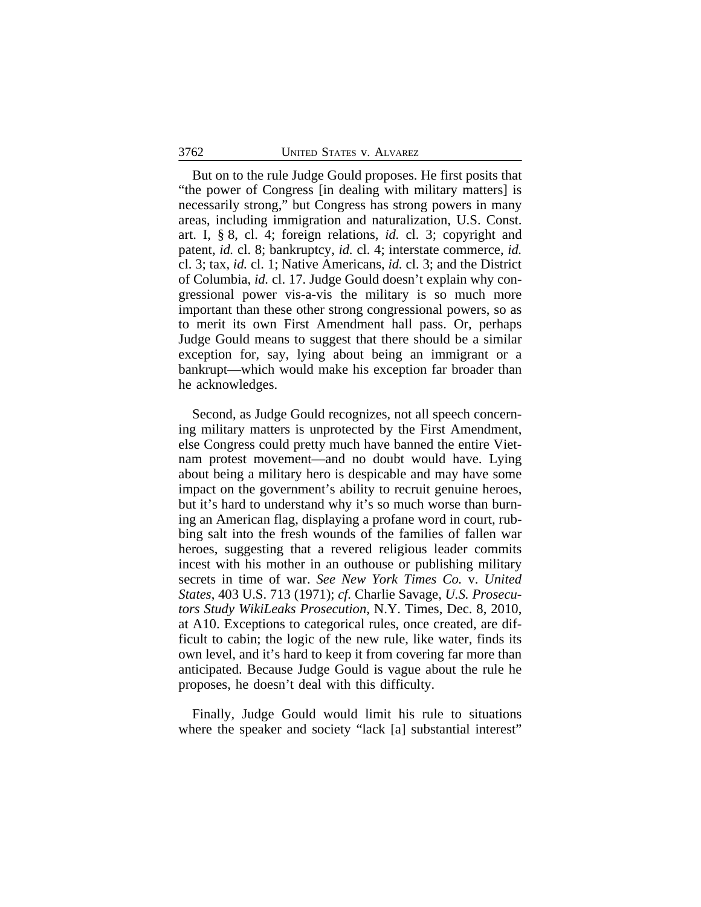But on to the rule Judge Gould proposes. He first posits that "the power of Congress [in dealing with military matters] is necessarily strong," but Congress has strong powers in many areas, including immigration and naturalization, U.S. Const. art. I, § 8, cl. 4; foreign relations, *id.* cl. 3; copyright and patent, *id.* cl. 8; bankruptcy, *id.* cl. 4; interstate commerce, *id.* cl. 3; tax, *id.* cl. 1; Native Americans, *id.* cl. 3; and the District of Columbia, *id.* cl. 17. Judge Gould doesn't explain why congressional power vis-a-vis the military is so much more important than these other strong congressional powers, so as to merit its own First Amendment hall pass. Or, perhaps Judge Gould means to suggest that there should be a similar exception for, say, lying about being an immigrant or a bankrupt—which would make his exception far broader than he acknowledges.

Second, as Judge Gould recognizes, not all speech concerning military matters is unprotected by the First Amendment, else Congress could pretty much have banned the entire Vietnam protest movement—and no doubt would have. Lying about being a military hero is despicable and may have some impact on the government's ability to recruit genuine heroes, but it's hard to understand why it's so much worse than burning an American flag, displaying a profane word in court, rubbing salt into the fresh wounds of the families of fallen war heroes, suggesting that a revered religious leader commits incest with his mother in an outhouse or publishing military secrets in time of war. *See New York Times Co.* v. *United States*, 403 U.S. 713 (1971); *cf.* Charlie Savage, *U.S. Prosecutors Study WikiLeaks Prosecution*, N.Y. Times, Dec. 8, 2010, at A10. Exceptions to categorical rules, once created, are difficult to cabin; the logic of the new rule, like water, finds its own level, and it's hard to keep it from covering far more than anticipated. Because Judge Gould is vague about the rule he proposes, he doesn't deal with this difficulty.

Finally, Judge Gould would limit his rule to situations where the speaker and society "lack [a] substantial interest"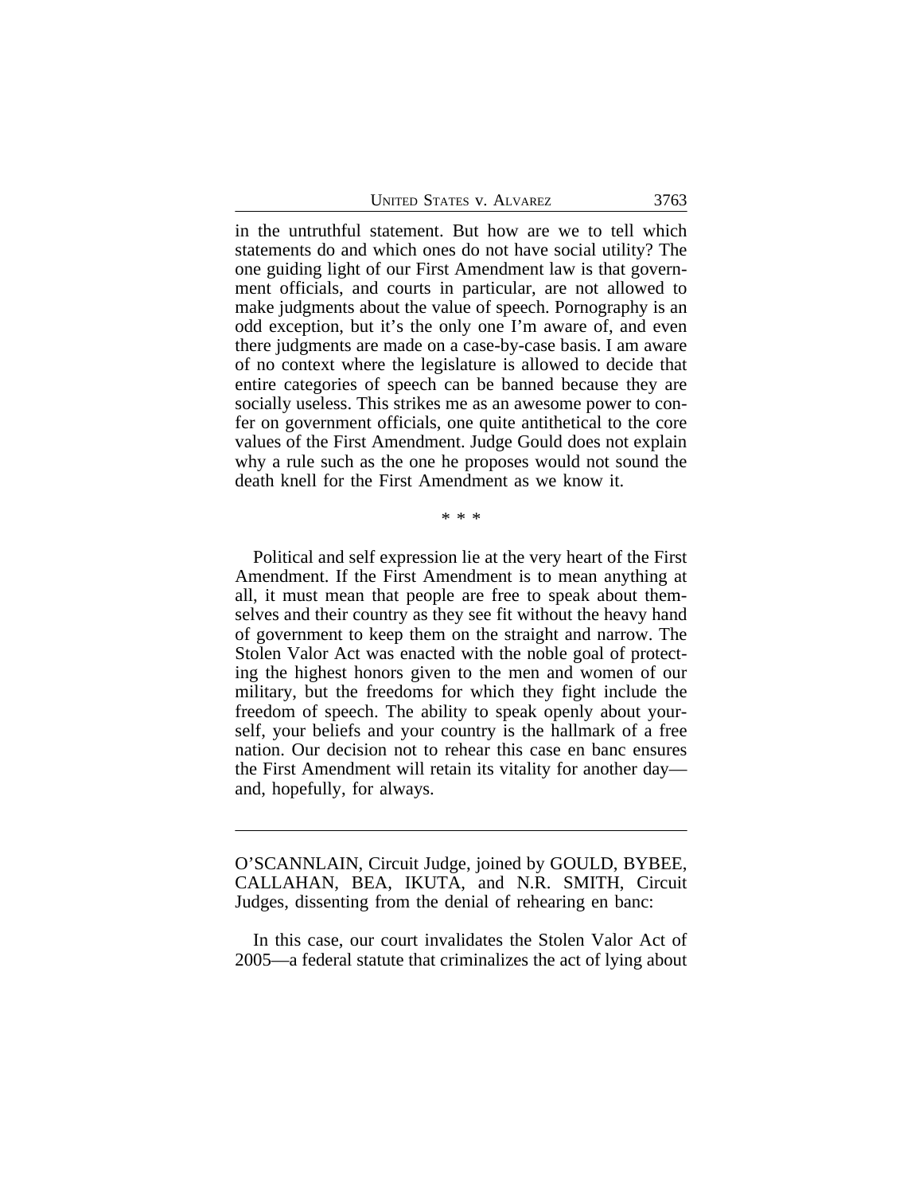in the untruthful statement. But how are we to tell which statements do and which ones do not have social utility? The one guiding light of our First Amendment law is that government officials, and courts in particular, are not allowed to make judgments about the value of speech. Pornography is an odd exception, but it's the only one I'm aware of, and even there judgments are made on a case-by-case basis. I am aware of no context where the legislature is allowed to decide that entire categories of speech can be banned because they are socially useless. This strikes me as an awesome power to confer on government officials, one quite antithetical to the core values of the First Amendment. Judge Gould does not explain why a rule such as the one he proposes would not sound the death knell for the First Amendment as we know it.

\* \* \*

Political and self expression lie at the very heart of the First Amendment. If the First Amendment is to mean anything at all, it must mean that people are free to speak about themselves and their country as they see fit without the heavy hand of government to keep them on the straight and narrow. The Stolen Valor Act was enacted with the noble goal of protecting the highest honors given to the men and women of our military, but the freedoms for which they fight include the freedom of speech. The ability to speak openly about yourself, your beliefs and your country is the hallmark of a free nation. Our decision not to rehear this case en banc ensures the First Amendment will retain its vitality for another day—and, hopefully, for always.

---

O'SCANNLAIN, Circuit Judge, joined by GOULD, BYBEE, CALLAHAN, BEA, IKUTA, and N.R. SMITH, Circuit Judges, dissenting from the denial of rehearing en banc:

In this case, our court invalidates the Stolen Valor Act of 2005—a federal statute that criminalizes the act of lying about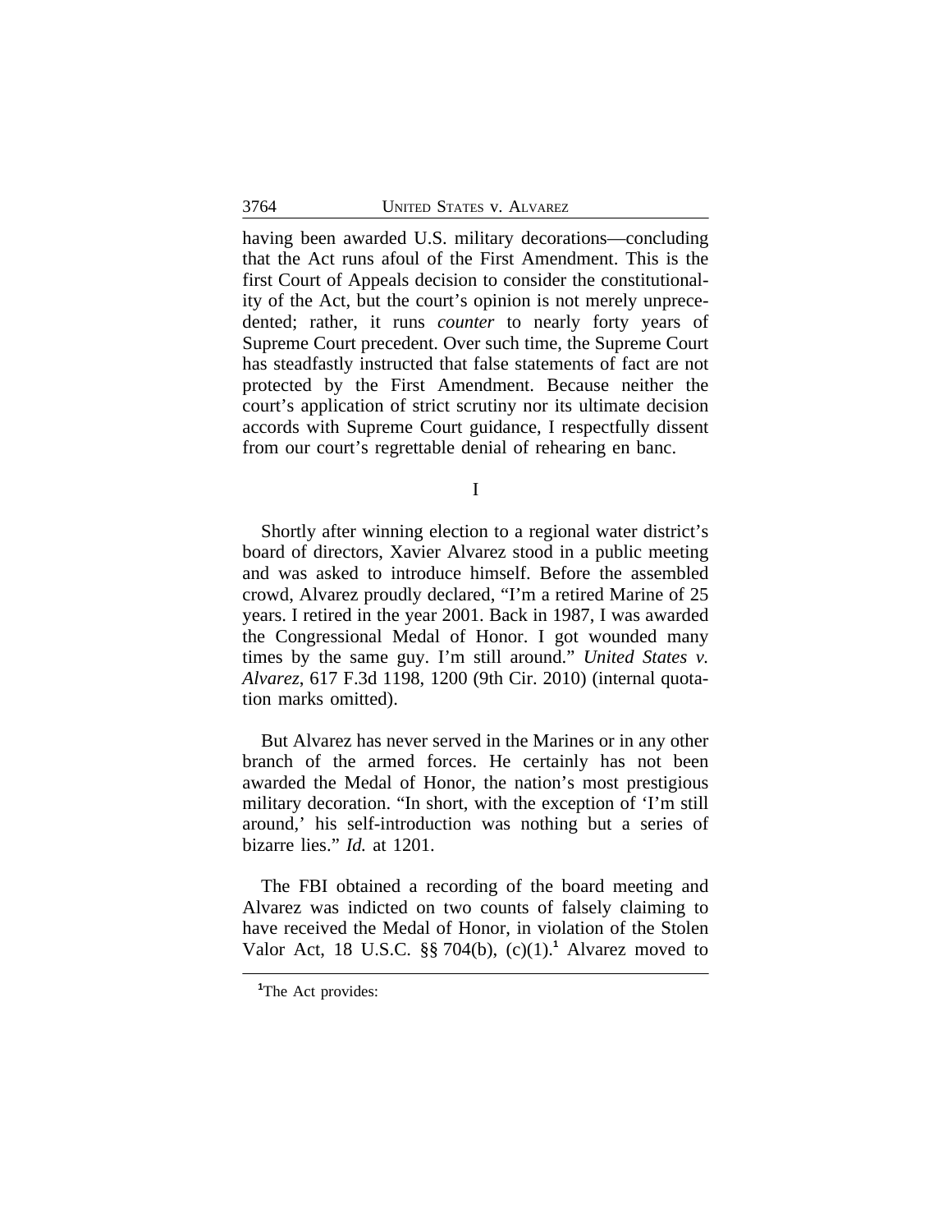having been awarded U.S. military decorations—concluding that the Act runs afoul of the First Amendment. This is the first Court of Appeals decision to consider the constitutionality of the Act, but the court's opinion is not merely unprecedented; rather, it runs *counter* to nearly forty years of Supreme Court precedent. Over such time, the Supreme Court has steadfastly instructed that false statements of fact are not protected by the First Amendment. Because neither the court's application of strict scrutiny nor its ultimate decision accords with Supreme Court guidance, I respectfully dissent from our court's regrettable denial of rehearing en banc.

I

Shortly after winning election to a regional water district's board of directors, Xavier Alvarez stood in a public meeting and was asked to introduce himself. Before the assembled crowd, Alvarez proudly declared, "I'm a retired Marine of 25 years. I retired in the year 2001. Back in 1987, I was awarded the Congressional Medal of Honor. I got wounded many times by the same guy. I'm still around." *United States v. Alvarez*, 617 F.3d 1198, 1200 (9th Cir. 2010) (internal quotation marks omitted).

But Alvarez has never served in the Marines or in any other branch of the armed forces. He certainly has not been awarded the Medal of Honor, the nation's most prestigious military decoration. "In short, with the exception of 'I'm still around,' his self-introduction was nothing but a series of bizarre lies." *Id.* at 1201.

The FBI obtained a recording of the board meeting and Alvarez was indicted on two counts of falsely claiming to have received the Medal of Honor, in violation of the Stolen Valor Act, 18 U.S.C. §§ 704(b), (c)(1).[1] Alvarez moved to

[1]The Act provides: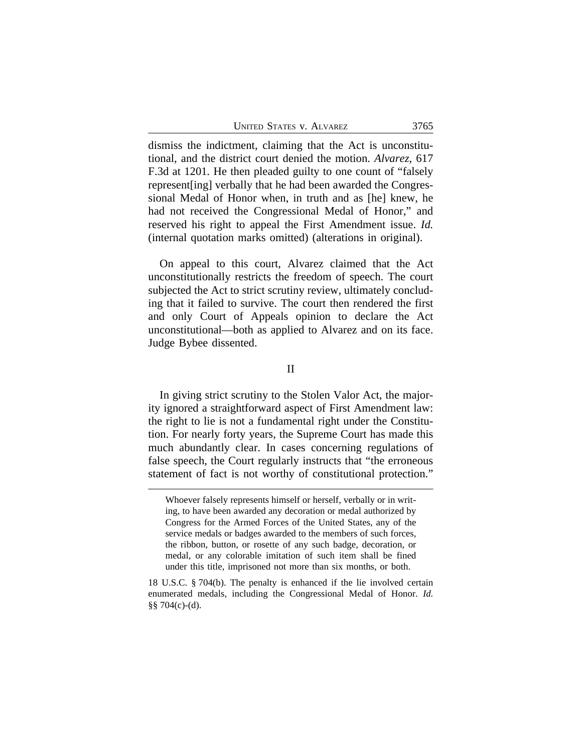dismiss the indictment, claiming that the Act is unconstitutional, and the district court denied the motion. *Alvarez*, 617 F.3d at 1201. He then pleaded guilty to one count of "falsely represent[ing] verbally that he had been awarded the Congressional Medal of Honor when, in truth and as [he] knew, he had not received the Congressional Medal of Honor," and reserved his right to appeal the First Amendment issue. *Id.* (internal quotation marks omitted) (alterations in original).

On appeal to this court, Alvarez claimed that the Act unconstitutionally restricts the freedom of speech. The court subjected the Act to strict scrutiny review, ultimately concluding that it failed to survive. The court then rendered the first and only Court of Appeals opinion to declare the Act unconstitutional—both as applied to Alvarez and on its face. Judge Bybee dissented.

## II

In giving strict scrutiny to the Stolen Valor Act, the majority ignored a straightforward aspect of First Amendment law: the right to lie is not a fundamental right under the Constitution. For nearly forty years, the Supreme Court has made this much abundantly clear. In cases concerning regulations of false speech, the Court regularly instructs that "the erroneous statement of fact is not worthy of constitutional protection."

---

> Whoever falsely represents himself or herself, verbally or in writing, to have been awarded any decoration or medal authorized by Congress for the Armed Forces of the United States, any of the service medals or badges awarded to the members of such forces, the ribbon, button, or rosette of any such badge, decoration, or medal, or any colorable imitation of such item shall be fined under this title, imprisoned not more than six months, or both.

18 U.S.C. § 704(b). The penalty is enhanced if the lie involved certain enumerated medals, including the Congressional Medal of Honor. *Id.* §§ 704(c)-(d).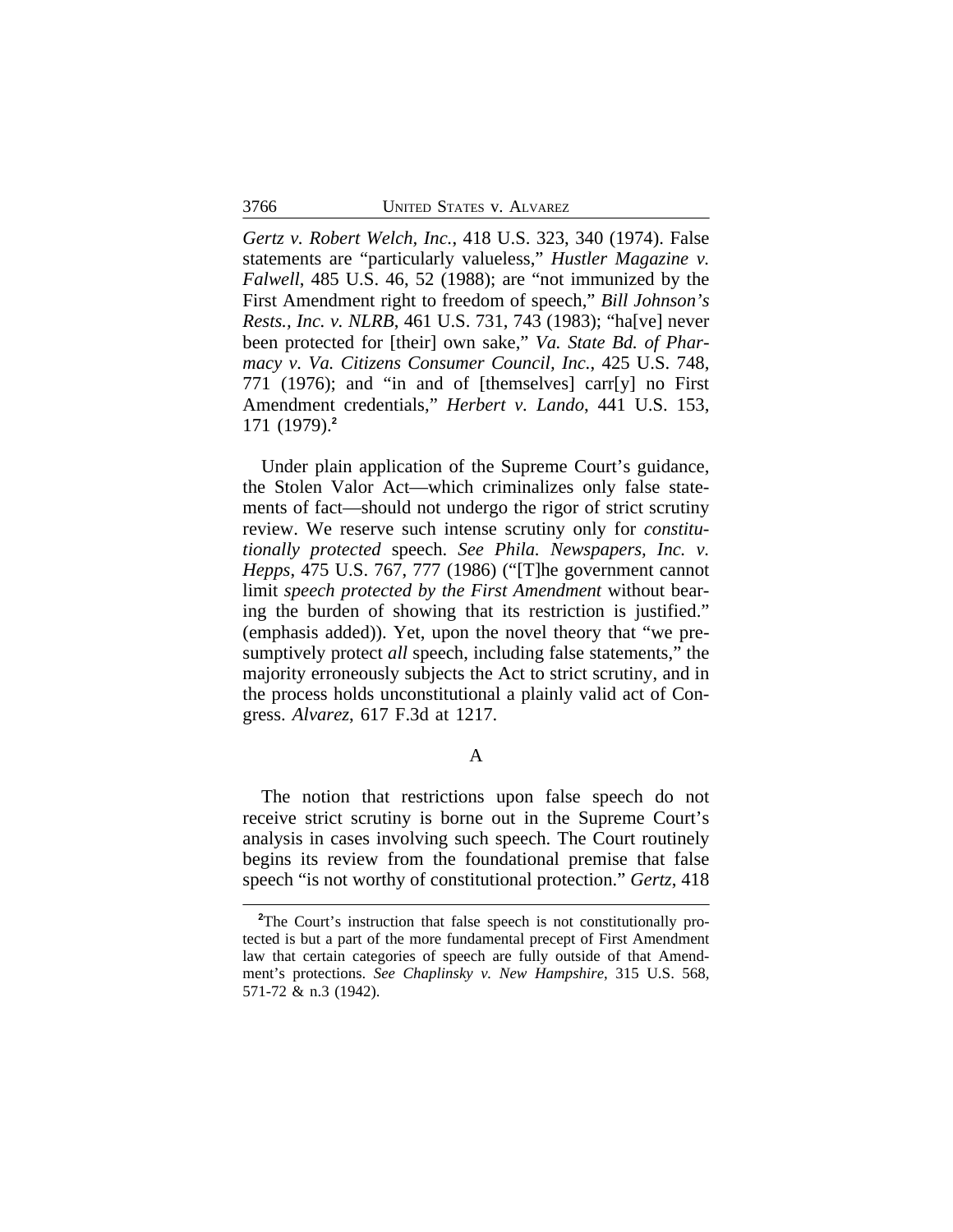*Gertz v. Robert Welch, Inc.*, 418 U.S. 323, 340 (1974). False statements are "particularly valueless," *Hustler Magazine v. Falwell*, 485 U.S. 46, 52 (1988); are "not immunized by the First Amendment right to freedom of speech," *Bill Johnson's Rests., Inc. v. NLRB*, 461 U.S. 731, 743 (1983); "ha[ve] never been protected for [their] own sake," *Va. State Bd. of Pharmacy v. Va. Citizens Consumer Council, Inc.*, 425 U.S. 748, 771 (1976); and "in and of [themselves] carr[y] no First Amendment credentials," *Herbert v. Lando*, 441 U.S. 153, 171 (1979).[2]

Under plain application of the Supreme Court's guidance, the Stolen Valor Act—which criminalizes only false statements of fact—should not undergo the rigor of strict scrutiny review. We reserve such intense scrutiny only for *constitutionally protected* speech. *See Phila. Newspapers, Inc. v. Hepps*, 475 U.S. 767, 777 (1986) ("[T]he government cannot limit *speech protected by the First Amendment* without bearing the burden of showing that its restriction is justified." (emphasis added)). Yet, upon the novel theory that "we presumptively protect *all* speech, including false statements," the majority erroneously subjects the Act to strict scrutiny, and in the process holds unconstitutional a plainly valid act of Congress. *Alvarez*, 617 F.3d at 1217.

### A

The notion that restrictions upon false speech do not receive strict scrutiny is borne out in the Supreme Court's analysis in cases involving such speech. The Court routinely begins its review from the foundational premise that false speech "is not worthy of constitutional protection." *Gertz*, 418

---

[2]The Court's instruction that false speech is not constitutionally protected is but a part of the more fundamental precept of First Amendment law that certain categories of speech are fully outside of that Amendment's protections. *See Chaplinsky v. New Hampshire*, 315 U.S. 568, 571-72 & n.3 (1942).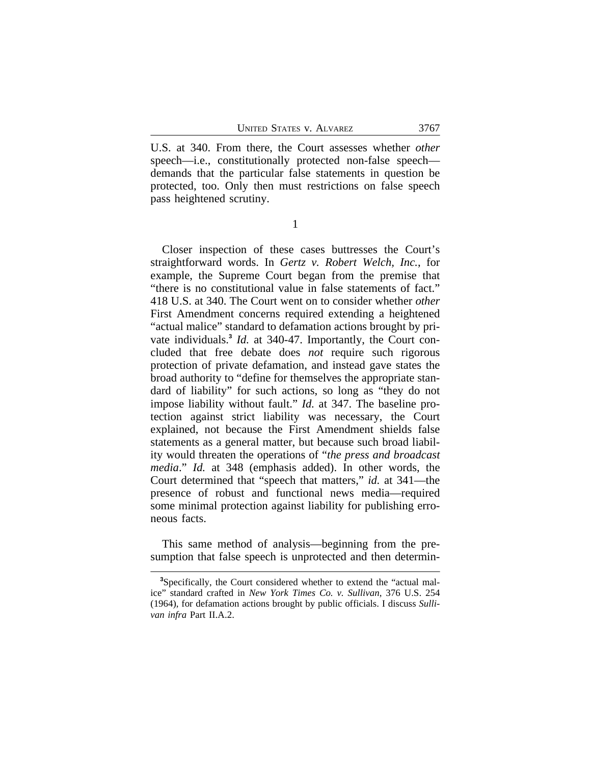U.S. at 340. From there, the Court assesses whether *other* speech—i.e., constitutionally protected non-false speech—demands that the particular false statements in question be protected, too. Only then must restrictions on false speech pass heightened scrutiny.

1

Closer inspection of these cases buttresses the Court's straightforward words. In *Gertz v. Robert Welch, Inc.*, for example, the Supreme Court began from the premise that "there is no constitutional value in false statements of fact." 418 U.S. at 340. The Court went on to consider whether *other* First Amendment concerns required extending a heightened "actual malice" standard to defamation actions brought by private individuals.[3] *Id.* at 340-47. Importantly, the Court concluded that free debate does *not* require such rigorous protection of private defamation, and instead gave states the broad authority to "define for themselves the appropriate standard of liability" for such actions, so long as "they do not impose liability without fault." *Id.* at 347. The baseline protection against strict liability was necessary, the Court explained, not because the First Amendment shields false statements as a general matter, but because such broad liability would threaten the operations of "*the press and broadcast media*." *Id.* at 348 (emphasis added). In other words, the Court determined that "speech that matters," *id.* at 341—the presence of robust and functional news media—required some minimal protection against liability for publishing erroneous facts.

This same method of analysis—beginning from the presumption that false speech is unprotected and then determin-

[3]Specifically, the Court considered whether to extend the "actual malice" standard crafted in *New York Times Co. v. Sullivan*, 376 U.S. 254 (1964), for defamation actions brought by public officials. I discuss *Sullivan infra* Part II.A.2.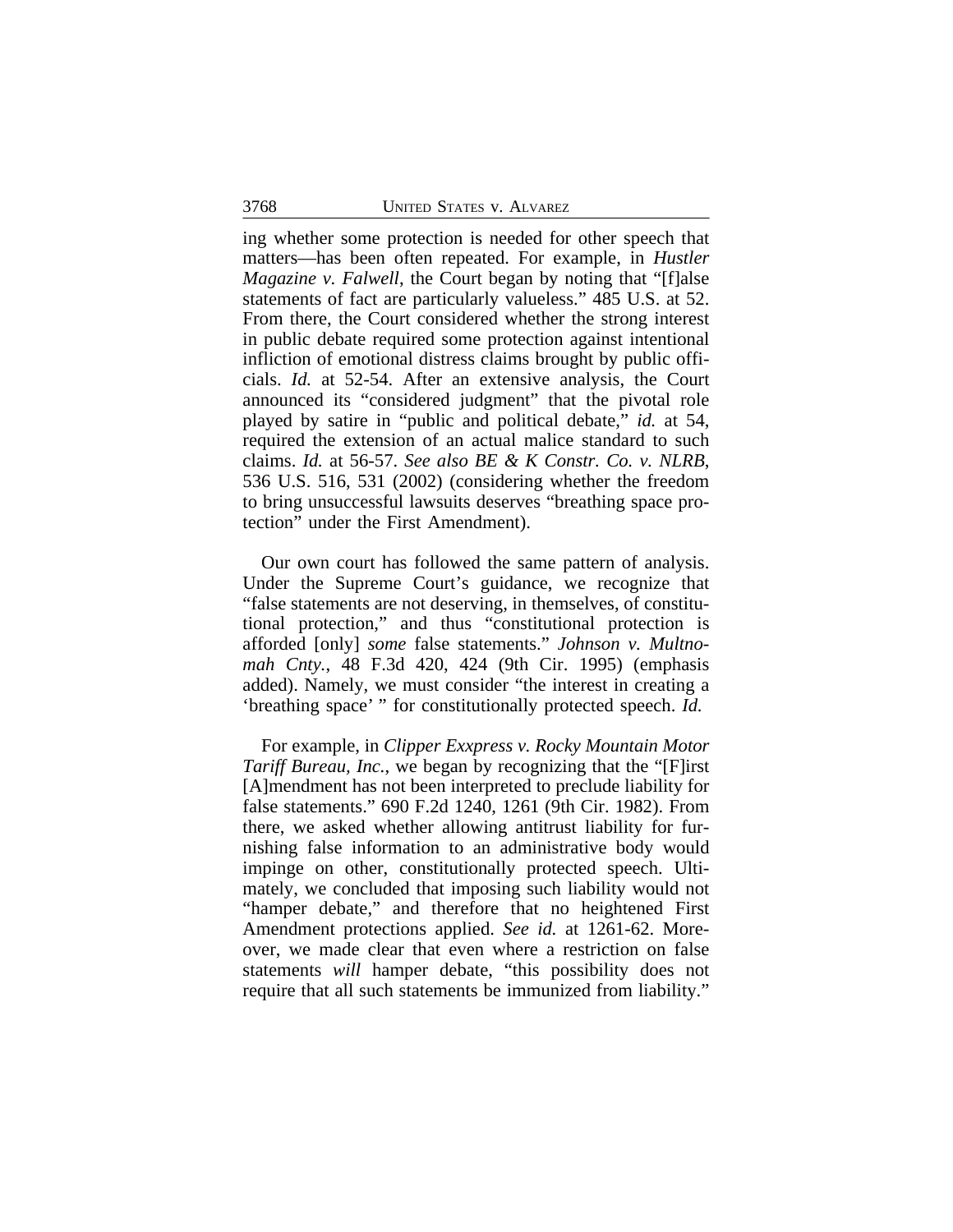ing whether some protection is needed for other speech that matters—has been often repeated. For example, in *Hustler Magazine v. Falwell*, the Court began by noting that "[f]alse statements of fact are particularly valueless." 485 U.S. at 52. From there, the Court considered whether the strong interest in public debate required some protection against intentional infliction of emotional distress claims brought by public officials. *Id.* at 52-54. After an extensive analysis, the Court announced its "considered judgment" that the pivotal role played by satire in "public and political debate," *id.* at 54, required the extension of an actual malice standard to such claims. *Id.* at 56-57. *See also BE & K Constr. Co. v. NLRB*, 536 U.S. 516, 531 (2002) (considering whether the freedom to bring unsuccessful lawsuits deserves "breathing space protection" under the First Amendment).

Our own court has followed the same pattern of analysis. Under the Supreme Court's guidance, we recognize that "false statements are not deserving, in themselves, of constitutional protection," and thus "constitutional protection is afforded [only] *some* false statements." *Johnson v. Multnomah Cnty.*, 48 F.3d 420, 424 (9th Cir. 1995) (emphasis added). Namely, we must consider "the interest in creating a 'breathing space' " for constitutionally protected speech. *Id.*

For example, in *Clipper Exxpress v. Rocky Mountain Motor Tariff Bureau, Inc.*, we began by recognizing that the "[F]irst [A]mendment has not been interpreted to preclude liability for false statements." 690 F.2d 1240, 1261 (9th Cir. 1982). From there, we asked whether allowing antitrust liability for furnishing false information to an administrative body would impinge on other, constitutionally protected speech. Ultimately, we concluded that imposing such liability would not "hamper debate," and therefore that no heightened First Amendment protections applied. *See id.* at 1261-62. Moreover, we made clear that even where a restriction on false statements *will* hamper debate, "this possibility does not require that all such statements be immunized from liability."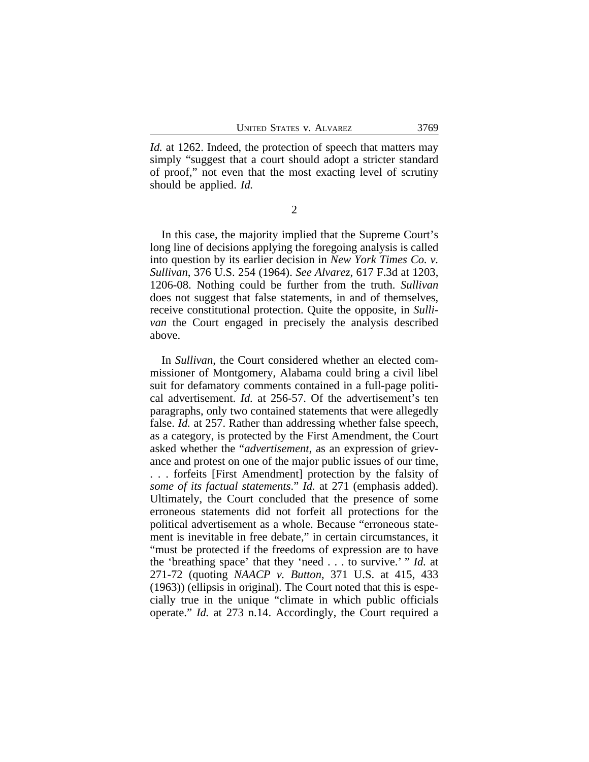*Id.* at 1262. Indeed, the protection of speech that matters may simply "suggest that a court should adopt a stricter standard of proof," not even that the most exacting level of scrutiny should be applied. *Id.*

2

In this case, the majority implied that the Supreme Court's long line of decisions applying the foregoing analysis is called into question by its earlier decision in *New York Times Co. v. Sullivan*, 376 U.S. 254 (1964). *See Alvarez*, 617 F.3d at 1203, 1206-08. Nothing could be further from the truth. *Sullivan* does not suggest that false statements, in and of themselves, receive constitutional protection. Quite the opposite, in *Sullivan* the Court engaged in precisely the analysis described above.

In *Sullivan*, the Court considered whether an elected commissioner of Montgomery, Alabama could bring a civil libel suit for defamatory comments contained in a full-page political advertisement. *Id.* at 256-57. Of the advertisement's ten paragraphs, only two contained statements that were allegedly false. *Id.* at 257. Rather than addressing whether false speech, as a category, is protected by the First Amendment, the Court asked whether the "*advertisement*, as an expression of grievance and protest on one of the major public issues of our time, . . . forfeits [First Amendment] protection by the falsity of *some of its factual statements*." *Id.* at 271 (emphasis added). Ultimately, the Court concluded that the presence of some erroneous statements did not forfeit all protections for the political advertisement as a whole. Because "erroneous statement is inevitable in free debate," in certain circumstances, it "must be protected if the freedoms of expression are to have the 'breathing space' that they 'need . . . to survive.' " *Id.* at 271-72 (quoting *NAACP v. Button*, 371 U.S. at 415, 433 (1963)) (ellipsis in original). The Court noted that this is especially true in the unique "climate in which public officials operate." *Id.* at 273 n.14. Accordingly, the Court required a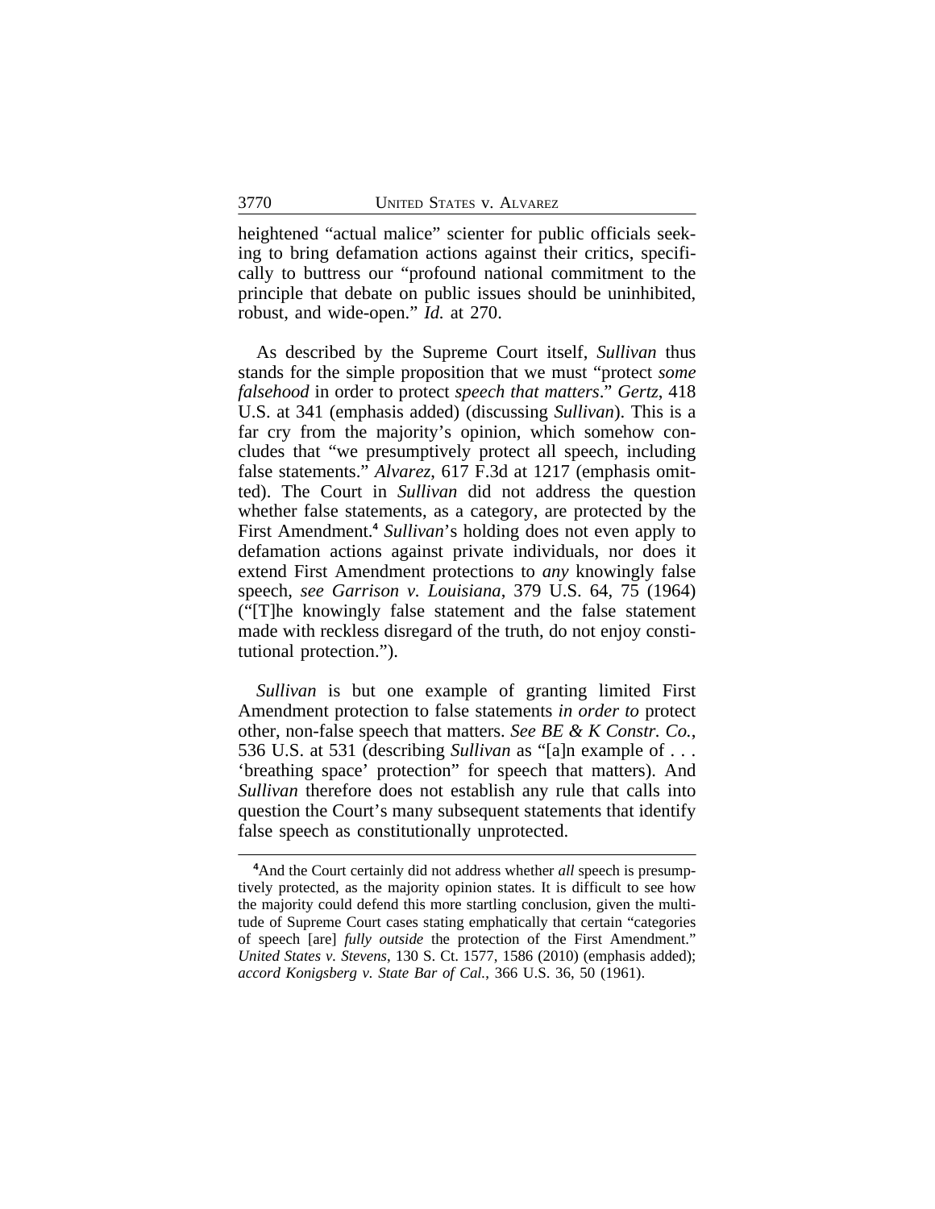heightened "actual malice" scienter for public officials seeking to bring defamation actions against their critics, specifically to buttress our "profound national commitment to the principle that debate on public issues should be uninhibited, robust, and wide-open." *Id.* at 270.

As described by the Supreme Court itself, *Sullivan* thus stands for the simple proposition that we must "protect *some falsehood* in order to protect *speech that matters*." *Gertz*, 418 U.S. at 341 (emphasis added) (discussing *Sullivan*). This is a far cry from the majority's opinion, which somehow concludes that "we presumptively protect all speech, including false statements." *Alvarez*, 617 F.3d at 1217 (emphasis omitted). The Court in *Sullivan* did not address the question whether false statements, as a category, are protected by the First Amendment.[4] *Sullivan*'s holding does not even apply to defamation actions against private individuals, nor does it extend First Amendment protections to *any* knowingly false speech, *see Garrison v. Louisiana*, 379 U.S. 64, 75 (1964) ("[T]he knowingly false statement and the false statement made with reckless disregard of the truth, do not enjoy constitutional protection.").

*Sullivan* is but one example of granting limited First Amendment protection to false statements *in order to* protect other, non-false speech that matters. *See BE & K Constr. Co.*, 536 U.S. at 531 (describing *Sullivan* as "[a]n example of . . . 'breathing space' protection" for speech that matters). And *Sullivan* therefore does not establish any rule that calls into question the Court's many subsequent statements that identify false speech as constitutionally unprotected.

---

[4]And the Court certainly did not address whether *all* speech is presumptively protected, as the majority opinion states. It is difficult to see how the majority could defend this more startling conclusion, given the multitude of Supreme Court cases stating emphatically that certain "categories of speech [are] *fully outside* the protection of the First Amendment." *United States v. Stevens*, 130 S. Ct. 1577, 1586 (2010) (emphasis added); *accord Konigsberg v. State Bar of Cal.*, 366 U.S. 36, 50 (1961).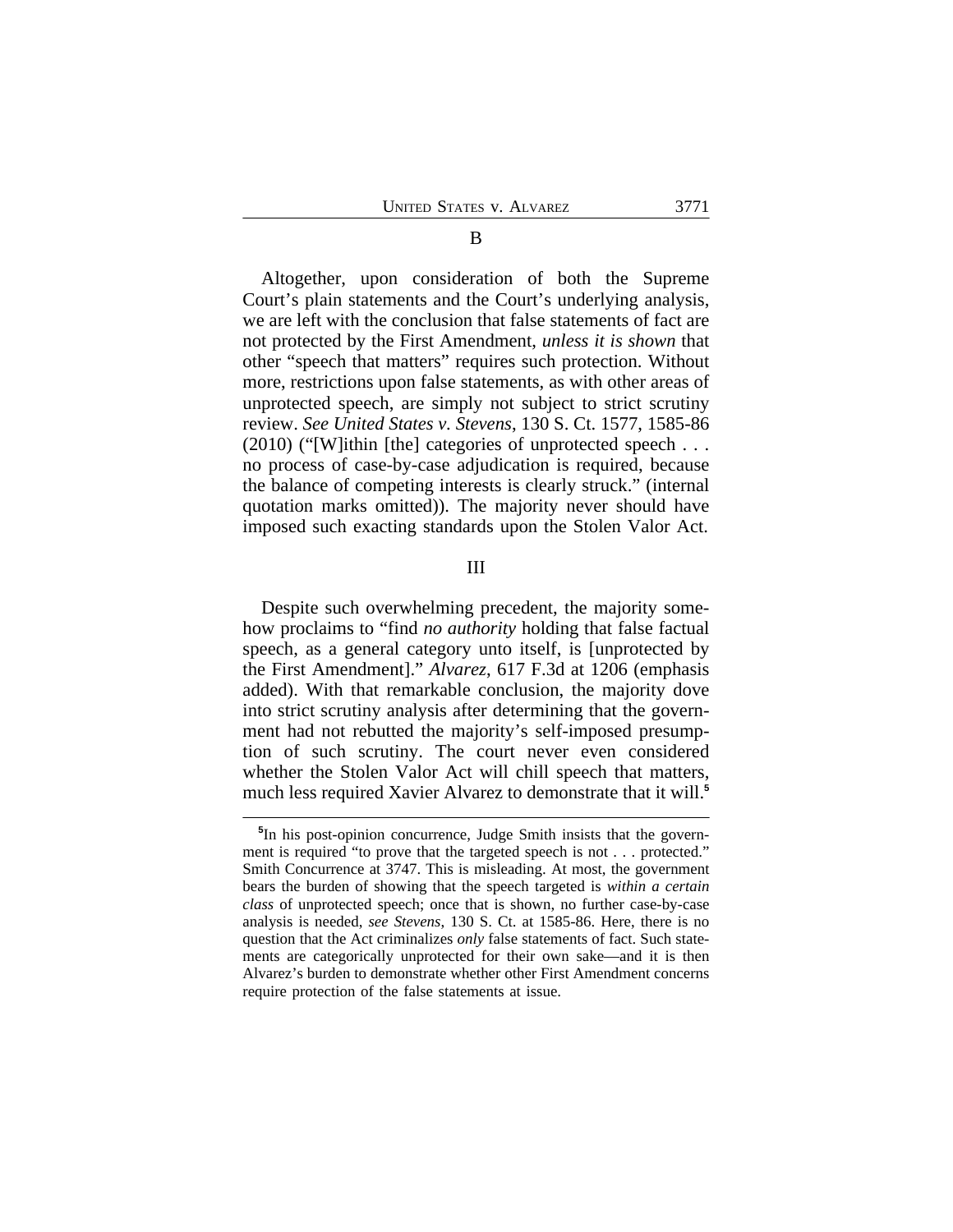### B

Altogether, upon consideration of both the Supreme Court's plain statements and the Court's underlying analysis, we are left with the conclusion that false statements of fact are not protected by the First Amendment, *unless it is shown* that other "speech that matters" requires such protection. Without more, restrictions upon false statements, as with other areas of unprotected speech, are simply not subject to strict scrutiny review. *See United States v. Stevens*, 130 S. Ct. 1577, 1585-86 (2010) ("[W]ithin [the] categories of unprotected speech . . . no process of case-by-case adjudication is required, because the balance of competing interests is clearly struck." (internal quotation marks omitted)). The majority never should have imposed such exacting standards upon the Stolen Valor Act.

## III

Despite such overwhelming precedent, the majority somehow proclaims to "find *no authority* holding that false factual speech, as a general category unto itself, is [unprotected by the First Amendment]." *Alvarez*, 617 F.3d at 1206 (emphasis added). With that remarkable conclusion, the majority dove into strict scrutiny analysis after determining that the government had not rebutted the majority's self-imposed presumption of such scrutiny. The court never even considered whether the Stolen Valor Act will chill speech that matters, much less required Xavier Alvarez to demonstrate that it will.[5]

---

[5]In his post-opinion concurrence, Judge Smith insists that the government is required "to prove that the targeted speech is not . . . protected." Smith Concurrence at 3747. This is misleading. At most, the government bears the burden of showing that the speech targeted is *within a certain class* of unprotected speech; once that is shown, no further case-by-case analysis is needed, *see Stevens*, 130 S. Ct. at 1585-86. Here, there is no question that the Act criminalizes *only* false statements of fact. Such statements are categorically unprotected for their own sake—and it is then Alvarez's burden to demonstrate whether other First Amendment concerns require protection of the false statements at issue.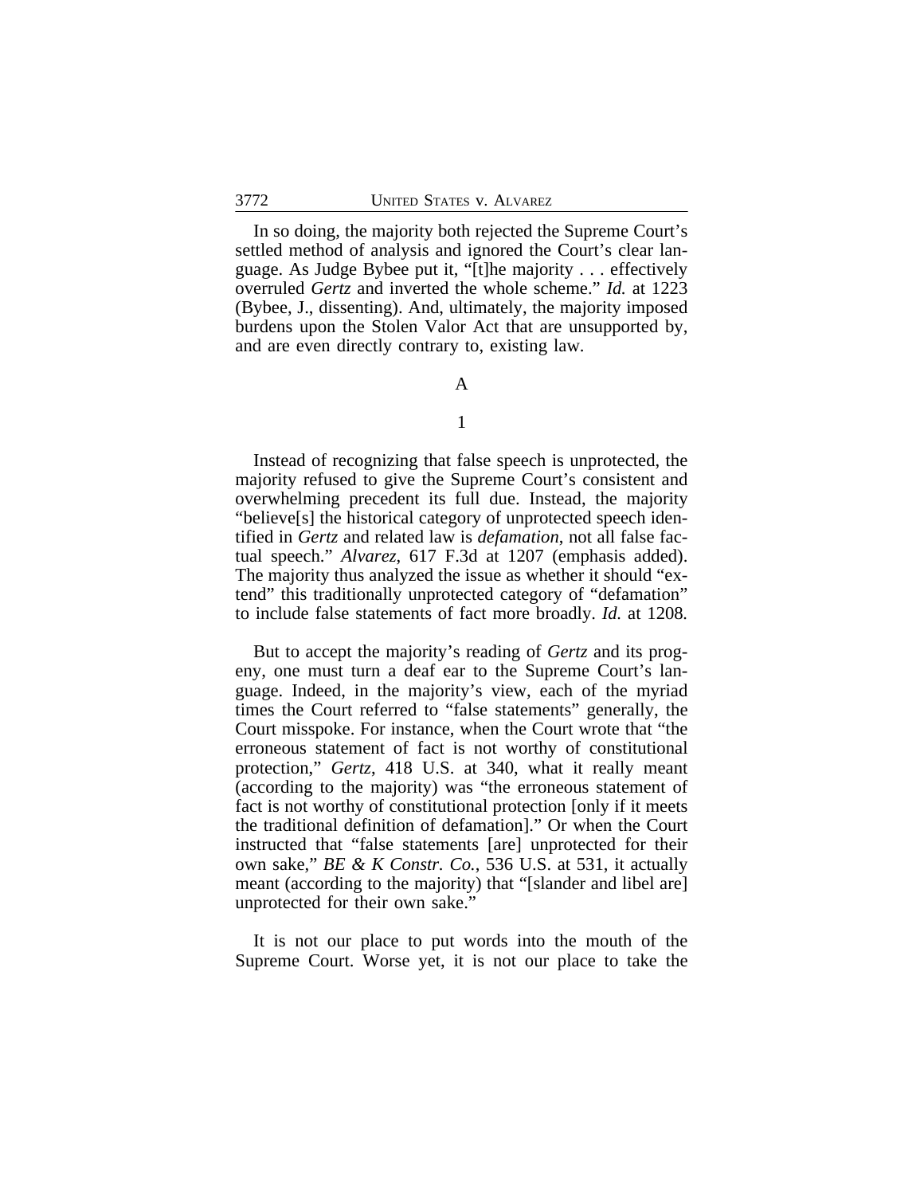In so doing, the majority both rejected the Supreme Court's settled method of analysis and ignored the Court's clear language. As Judge Bybee put it, "[t]he majority . . . effectively overruled *Gertz* and inverted the whole scheme." *Id.* at 1223 (Bybee, J., dissenting). And, ultimately, the majority imposed burdens upon the Stolen Valor Act that are unsupported by, and are even directly contrary to, existing law.

### A

#### 1

Instead of recognizing that false speech is unprotected, the majority refused to give the Supreme Court's consistent and overwhelming precedent its full due. Instead, the majority "believe[s] the historical category of unprotected speech identified in *Gertz* and related law is *defamation*, not all false factual speech." *Alvarez*, 617 F.3d at 1207 (emphasis added). The majority thus analyzed the issue as whether it should "extend" this traditionally unprotected category of "defamation" to include false statements of fact more broadly. *Id.* at 1208.

But to accept the majority's reading of *Gertz* and its progeny, one must turn a deaf ear to the Supreme Court's language. Indeed, in the majority's view, each of the myriad times the Court referred to "false statements" generally, the Court misspoke. For instance, when the Court wrote that "the erroneous statement of fact is not worthy of constitutional protection," *Gertz*, 418 U.S. at 340, what it really meant (according to the majority) was "the erroneous statement of fact is not worthy of constitutional protection [only if it meets the traditional definition of defamation]." Or when the Court instructed that "false statements [are] unprotected for their own sake," *BE & K Constr. Co.*, 536 U.S. at 531, it actually meant (according to the majority) that "[slander and libel are] unprotected for their own sake."

It is not our place to put words into the mouth of the Supreme Court. Worse yet, it is not our place to take the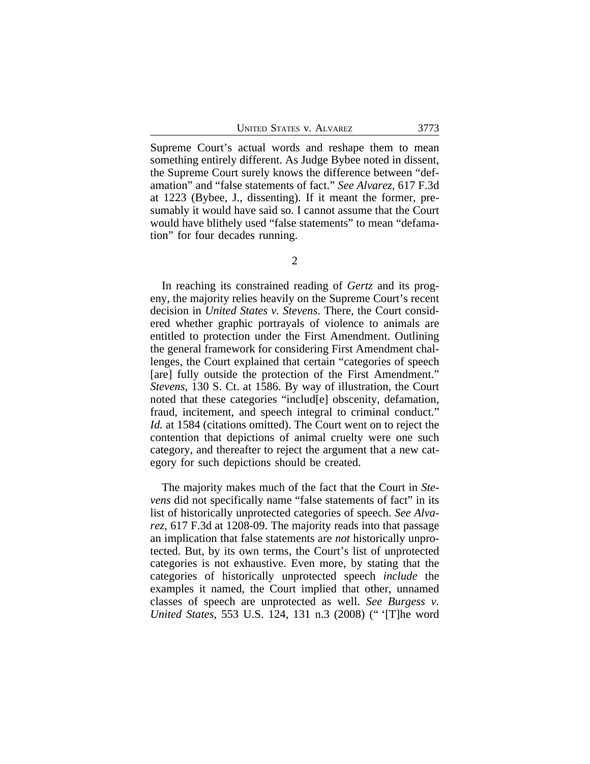Supreme Court's actual words and reshape them to mean something entirely different. As Judge Bybee noted in dissent, the Supreme Court surely knows the difference between "defamation" and "false statements of fact." *See Alvarez*, 617 F.3d at 1223 (Bybee, J., dissenting). If it meant the former, presumably it would have said so. I cannot assume that the Court would have blithely used "false statements" to mean "defamation" for four decades running.

2

In reaching its constrained reading of *Gertz* and its progeny, the majority relies heavily on the Supreme Court's recent decision in *United States v. Stevens*. There, the Court considered whether graphic portrayals of violence to animals are entitled to protection under the First Amendment. Outlining the general framework for considering First Amendment challenges, the Court explained that certain "categories of speech [are] fully outside the protection of the First Amendment." *Stevens*, 130 S. Ct. at 1586. By way of illustration, the Court noted that these categories "includ[e] obscenity, defamation, fraud, incitement, and speech integral to criminal conduct." *Id.* at 1584 (citations omitted). The Court went on to reject the contention that depictions of animal cruelty were one such category, and thereafter to reject the argument that a new category for such depictions should be created.

The majority makes much of the fact that the Court in *Stevens* did not specifically name "false statements of fact" in its list of historically unprotected categories of speech. *See Alvarez*, 617 F.3d at 1208-09. The majority reads into that passage an implication that false statements are *not* historically unprotected. But, by its own terms, the Court's list of unprotected categories is not exhaustive. Even more, by stating that the categories of historically unprotected speech *include* the examples it named, the Court implied that other, unnamed classes of speech are unprotected as well. *See Burgess v. United States*, 553 U.S. 124, 131 n.3 (2008) (" '[T]he word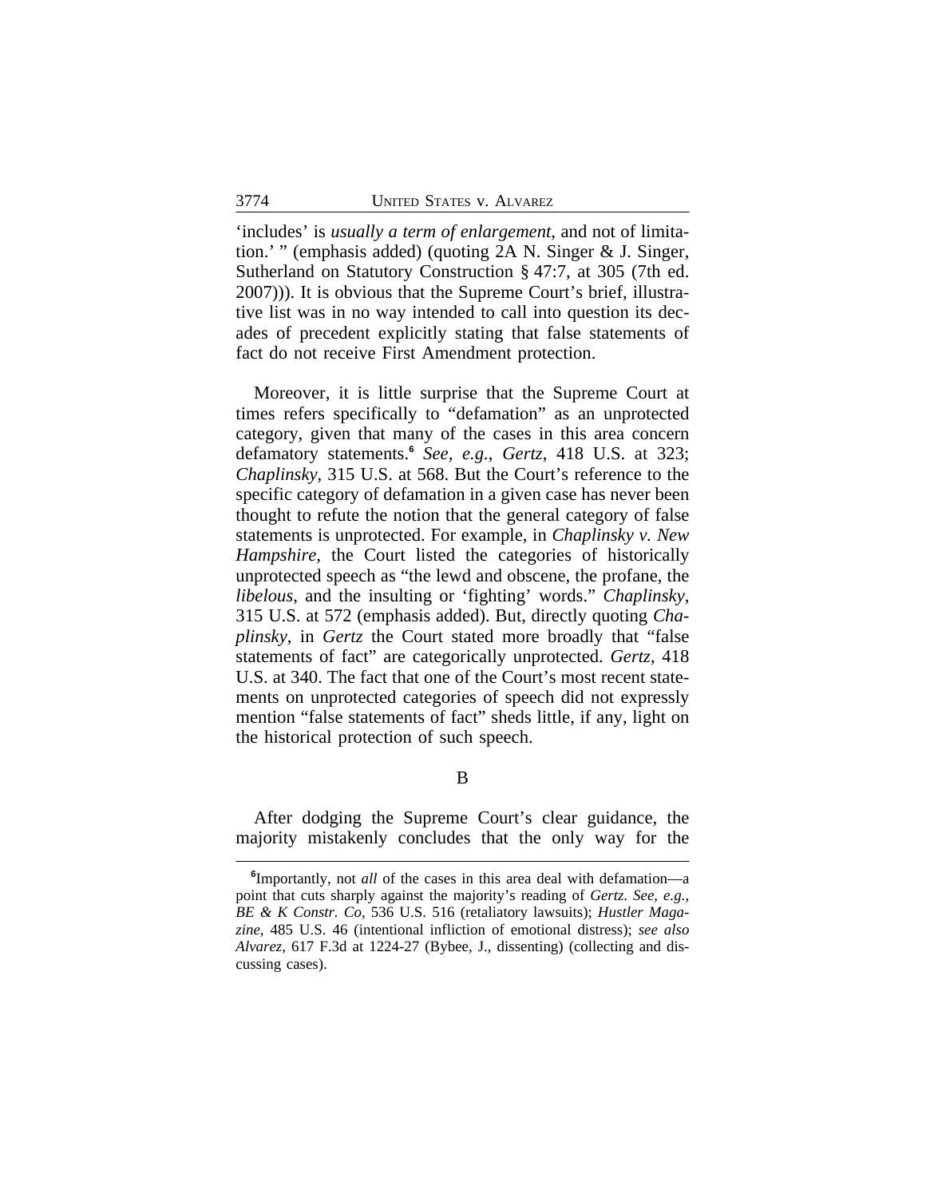'includes' is *usually a term of enlargement*, and not of limitation.' " (emphasis added) (quoting 2A N. Singer & J. Singer, Sutherland on Statutory Construction § 47:7, at 305 (7th ed. 2007))). It is obvious that the Supreme Court's brief, illustrative list was in no way intended to call into question its decades of precedent explicitly stating that false statements of fact do not receive First Amendment protection.

Moreover, it is little surprise that the Supreme Court at times refers specifically to "defamation" as an unprotected category, given that many of the cases in this area concern defamatory statements.[6] *See, e.g.*, *Gertz*, 418 U.S. at 323; *Chaplinsky*, 315 U.S. at 568. But the Court's reference to the specific category of defamation in a given case has never been thought to refute the notion that the general category of false statements is unprotected. For example, in *Chaplinsky v. New Hampshire*, the Court listed the categories of historically unprotected speech as "the lewd and obscene, the profane, the *libelous*, and the insulting or 'fighting' words." *Chaplinsky*, 315 U.S. at 572 (emphasis added). But, directly quoting *Chaplinsky*, in *Gertz* the Court stated more broadly that "false statements of fact" are categorically unprotected. *Gertz*, 418 U.S. at 340. The fact that one of the Court's most recent statements on unprotected categories of speech did not expressly mention "false statements of fact" sheds little, if any, light on the historical protection of such speech.

B

After dodging the Supreme Court's clear guidance, the majority mistakenly concludes that the only way for the

[6]Importantly, not *all* of the cases in this area deal with defamation—a point that cuts sharply against the majority's reading of *Gertz*. *See, e.g.*, *BE & K Constr. Co*, 536 U.S. 516 (retaliatory lawsuits); *Hustler Magazine*, 485 U.S. 46 (intentional infliction of emotional distress); *see also Alvarez*, 617 F.3d at 1224-27 (Bybee, J., dissenting) (collecting and discussing cases).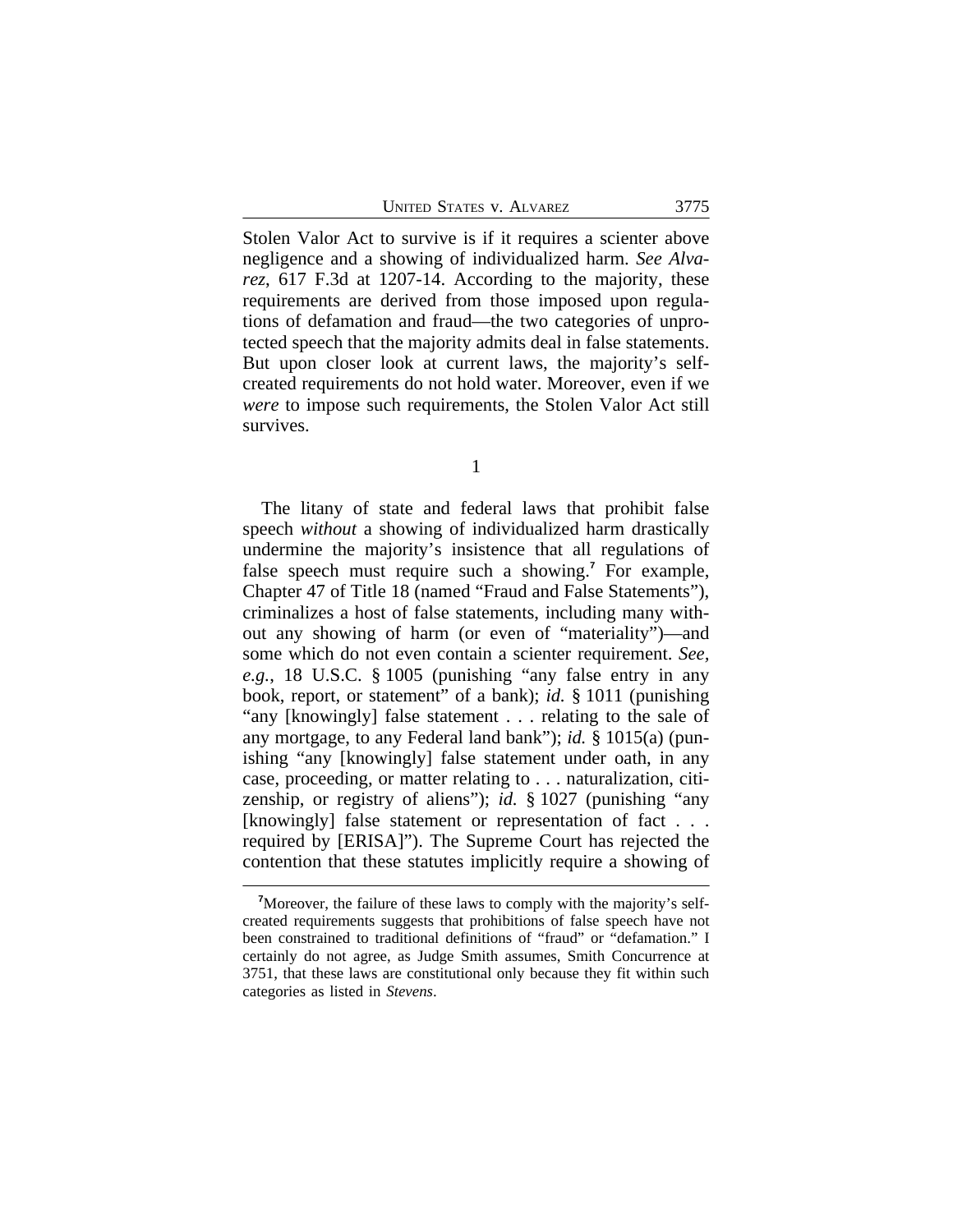Stolen Valor Act to survive is if it requires a scienter above negligence and a showing of individualized harm. *See Alvarez*, 617 F.3d at 1207-14. According to the majority, these requirements are derived from those imposed upon regulations of defamation and fraud—the two categories of unprotected speech that the majority admits deal in false statements. But upon closer look at current laws, the majority's self-created requirements do not hold water. Moreover, even if we *were* to impose such requirements, the Stolen Valor Act still survives.

1

The litany of state and federal laws that prohibit false speech *without* a showing of individualized harm drastically undermine the majority's insistence that all regulations of false speech must require such a showing.[7] For example, Chapter 47 of Title 18 (named "Fraud and False Statements"), criminalizes a host of false statements, including many without any showing of harm (or even of "materiality")—and some which do not even contain a scienter requirement. *See, e.g.*, 18 U.S.C. § 1005 (punishing "any false entry in any book, report, or statement" of a bank); *id.* § 1011 (punishing "any [knowingly] false statement . . . relating to the sale of any mortgage, to any Federal land bank"); *id.* § 1015(a) (punishing "any [knowingly] false statement under oath, in any case, proceeding, or matter relating to . . . naturalization, citizenship, or registry of aliens"); *id.* § 1027 (punishing "any [knowingly] false statement or representation of fact . . . required by [ERISA]"). The Supreme Court has rejected the contention that these statutes implicitly require a showing of

[7]Moreover, the failure of these laws to comply with the majority's self-created requirements suggests that prohibitions of false speech have not been constrained to traditional definitions of "fraud" or "defamation." I certainly do not agree, as Judge Smith assumes, Smith Concurrence at 3751, that these laws are constitutional only because they fit within such categories as listed in *Stevens*.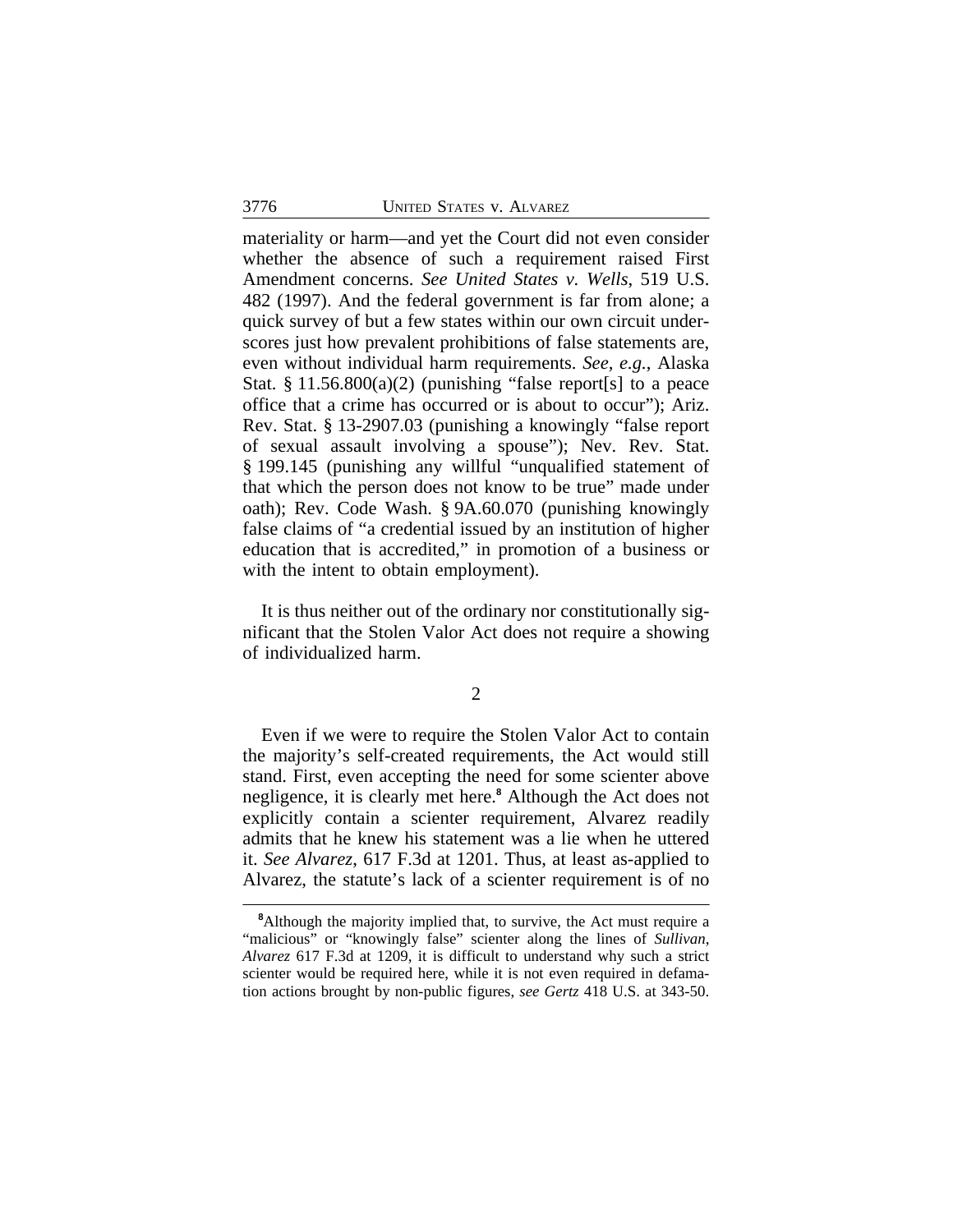materiality or harm—and yet the Court did not even consider whether the absence of such a requirement raised First Amendment concerns. *See United States v. Wells*, 519 U.S. 482 (1997). And the federal government is far from alone; a quick survey of but a few states within our own circuit underscores just how prevalent prohibitions of false statements are, even without individual harm requirements. *See, e.g.*, Alaska Stat. § 11.56.800(a)(2) (punishing "false report[s] to a peace office that a crime has occurred or is about to occur"); Ariz. Rev. Stat. § 13-2907.03 (punishing a knowingly "false report of sexual assault involving a spouse"); Nev. Rev. Stat. § 199.145 (punishing any willful "unqualified statement of that which the person does not know to be true" made under oath); Rev. Code Wash. § 9A.60.070 (punishing knowingly false claims of "a credential issued by an institution of higher education that is accredited," in promotion of a business or with the intent to obtain employment).

It is thus neither out of the ordinary nor constitutionally significant that the Stolen Valor Act does not require a showing of individualized harm.

2

Even if we were to require the Stolen Valor Act to contain the majority's self-created requirements, the Act would still stand. First, even accepting the need for some scienter above negligence, it is clearly met here.[8] Although the Act does not explicitly contain a scienter requirement, Alvarez readily admits that he knew his statement was a lie when he uttered it. *See Alvarez*, 617 F.3d at 1201. Thus, at least as-applied to Alvarez, the statute's lack of a scienter requirement is of no

[8]Although the majority implied that, to survive, the Act must require a "malicious" or "knowingly false" scienter along the lines of *Sullivan*, *Alvarez* 617 F.3d at 1209, it is difficult to understand why such a strict scienter would be required here, while it is not even required in defamation actions brought by non-public figures, *see Gertz* 418 U.S. at 343-50.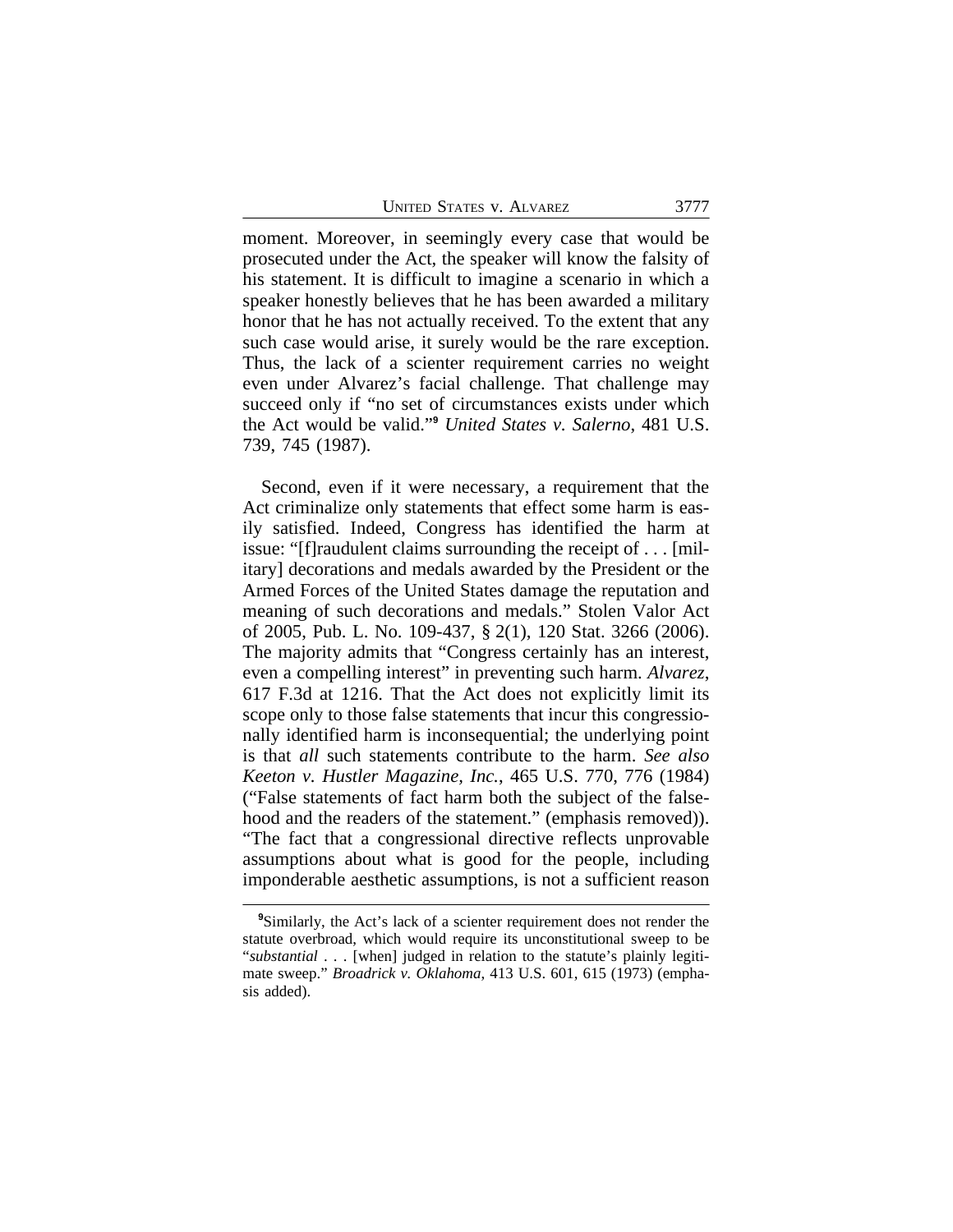moment. Moreover, in seemingly every case that would be prosecuted under the Act, the speaker will know the falsity of his statement. It is difficult to imagine a scenario in which a speaker honestly believes that he has been awarded a military honor that he has not actually received. To the extent that any such case would arise, it surely would be the rare exception. Thus, the lack of a scienter requirement carries no weight even under Alvarez's facial challenge. That challenge may succeed only if "no set of circumstances exists under which the Act would be valid."[9] *United States v. Salerno*, 481 U.S. 739, 745 (1987).

Second, even if it were necessary, a requirement that the Act criminalize only statements that effect some harm is easily satisfied. Indeed, Congress has identified the harm at issue: "[f]raudulent claims surrounding the receipt of . . . [military] decorations and medals awarded by the President or the Armed Forces of the United States damage the reputation and meaning of such decorations and medals." Stolen Valor Act of 2005, Pub. L. No. 109-437, § 2(1), 120 Stat. 3266 (2006). The majority admits that "Congress certainly has an interest, even a compelling interest" in preventing such harm. *Alvarez*, 617 F.3d at 1216. That the Act does not explicitly limit its scope only to those false statements that incur this congressionally identified harm is inconsequential; the underlying point is that *all* such statements contribute to the harm. *See also Keeton v. Hustler Magazine, Inc.*, 465 U.S. 770, 776 (1984) ("False statements of fact harm both the subject of the falsehood and the readers of the statement." (emphasis removed)). "The fact that a congressional directive reflects unprovable assumptions about what is good for the people, including imponderable aesthetic assumptions, is not a sufficient reason

---

[9]Similarly, the Act's lack of a scienter requirement does not render the statute overbroad, which would require its unconstitutional sweep to be "*substantial* . . . [when] judged in relation to the statute's plainly legitimate sweep." *Broadrick v. Oklahoma*, 413 U.S. 601, 615 (1973) (emphasis added).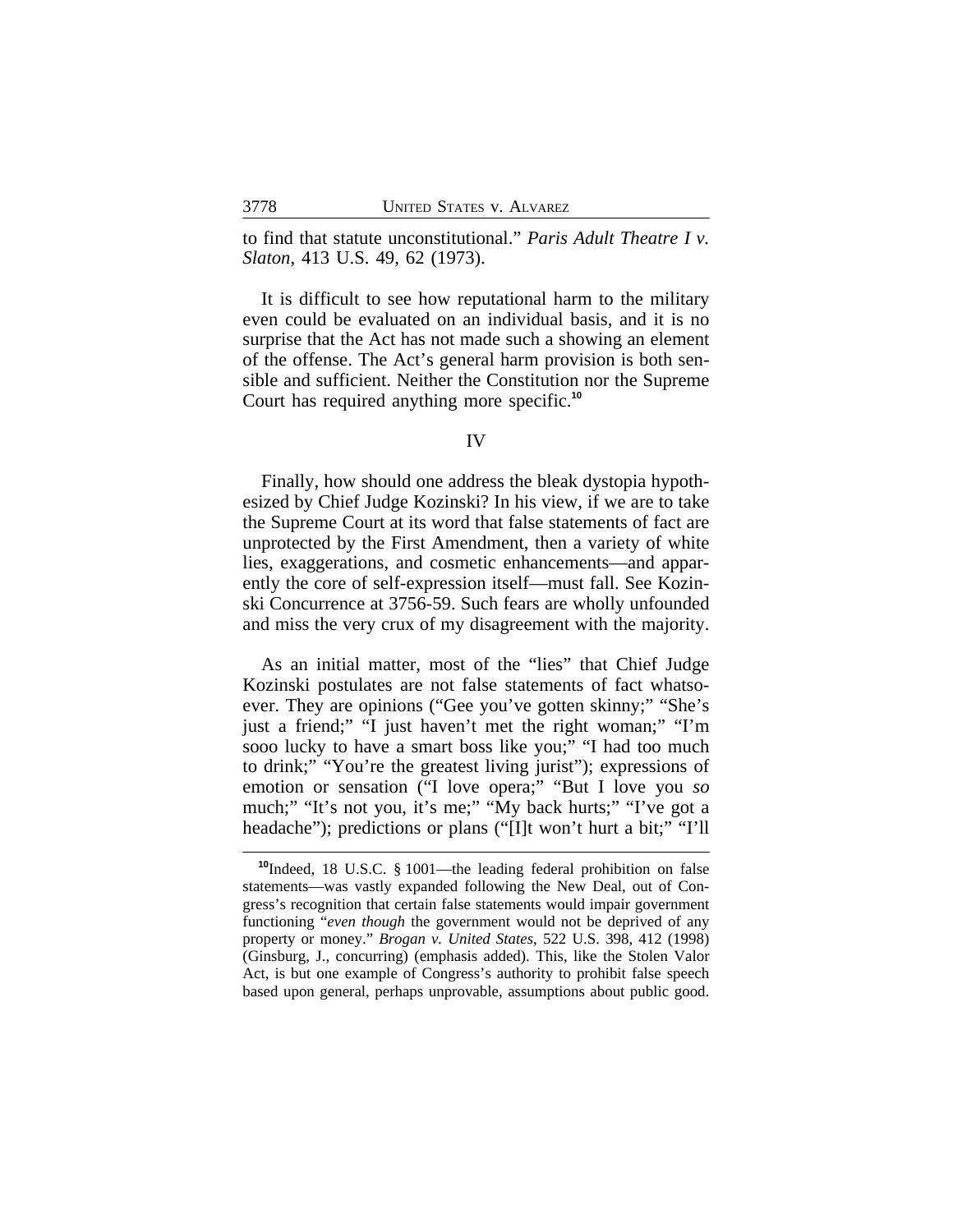to find that statute unconstitutional." *Paris Adult Theatre I v. Slaton*, 413 U.S. 49, 62 (1973).

It is difficult to see how reputational harm to the military even could be evaluated on an individual basis, and it is no surprise that the Act has not made such a showing an element of the offense. The Act's general harm provision is both sensible and sufficient. Neither the Constitution nor the Supreme Court has required anything more specific.[10]

IV

Finally, how should one address the bleak dystopia hypothesized by Chief Judge Kozinski? In his view, if we are to take the Supreme Court at its word that false statements of fact are unprotected by the First Amendment, then a variety of white lies, exaggerations, and cosmetic enhancements—and apparently the core of self-expression itself—must fall. See Kozinski Concurrence at 3756-59. Such fears are wholly unfounded and miss the very crux of my disagreement with the majority.

As an initial matter, most of the "lies" that Chief Judge Kozinski postulates are not false statements of fact whatsoever. They are opinions ("Gee you've gotten skinny;" "She's just a friend;" "I just haven't met the right woman;" "I'm sooo lucky to have a smart boss like you;" "I had too much to drink;" "You're the greatest living jurist"); expressions of emotion or sensation ("I love opera;" "But I love you *so* much;" "It's not you, it's me;" "My back hurts;" "I've got a headache"); predictions or plans ("[I]t won't hurt a bit;" "I'll

---

[10]Indeed, 18 U.S.C. § 1001—the leading federal prohibition on false statements—was vastly expanded following the New Deal, out of Congress's recognition that certain false statements would impair government functioning "*even though* the government would not be deprived of any property or money." *Brogan v. United States*, 522 U.S. 398, 412 (1998) (Ginsburg, J., concurring) (emphasis added). This, like the Stolen Valor Act, is but one example of Congress's authority to prohibit false speech based upon general, perhaps unprovable, assumptions about public good.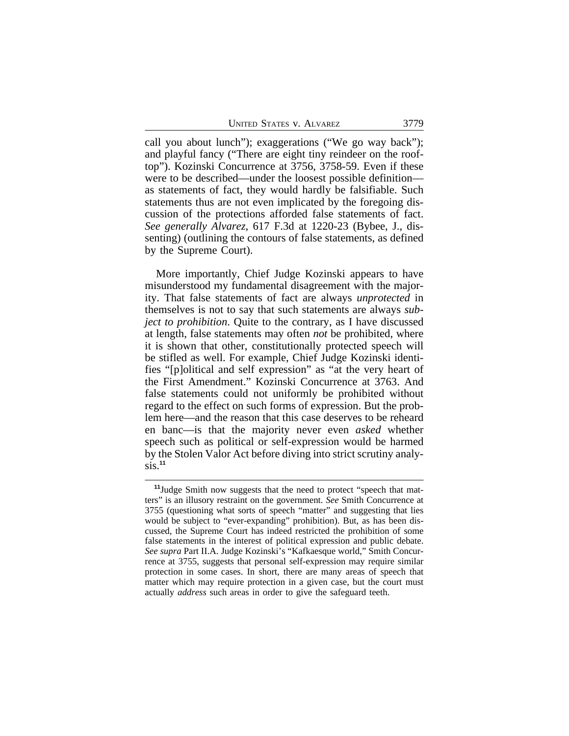call you about lunch"); exaggerations ("We go way back"); and playful fancy ("There are eight tiny reindeer on the rooftop"). Kozinski Concurrence at 3756, 3758-59. Even if these were to be described—under the loosest possible definition—as statements of fact, they would hardly be falsifiable. Such statements thus are not even implicated by the foregoing discussion of the protections afforded false statements of fact. *See generally Alvarez*, 617 F.3d at 1220-23 (Bybee, J., dissenting) (outlining the contours of false statements, as defined by the Supreme Court).

More importantly, Chief Judge Kozinski appears to have misunderstood my fundamental disagreement with the majority. That false statements of fact are always *unprotected* in themselves is not to say that such statements are always *subject to prohibition*. Quite to the contrary, as I have discussed at length, false statements may often *not* be prohibited, where it is shown that other, constitutionally protected speech will be stifled as well. For example, Chief Judge Kozinski identifies "[p]olitical and self expression" as "at the very heart of the First Amendment." Kozinski Concurrence at 3763. And false statements could not uniformly be prohibited without regard to the effect on such forms of expression. But the problem here—and the reason that this case deserves to be reheard en banc—is that the majority never even *asked* whether speech such as political or self-expression would be harmed by the Stolen Valor Act before diving into strict scrutiny analysis.[11]

[11]Judge Smith now suggests that the need to protect "speech that matters" is an illusory restraint on the government. *See* Smith Concurrence at 3755 (questioning what sorts of speech "matter" and suggesting that lies would be subject to "ever-expanding" prohibition). But, as has been discussed, the Supreme Court has indeed restricted the prohibition of some false statements in the interest of political expression and public debate. *See supra* Part II.A. Judge Kozinski's "Kafkaesque world," Smith Concurrence at 3755, suggests that personal self-expression may require similar protection in some cases. In short, there are many areas of speech that matter which may require protection in a given case, but the court must actually *address* such areas in order to give the safeguard teeth.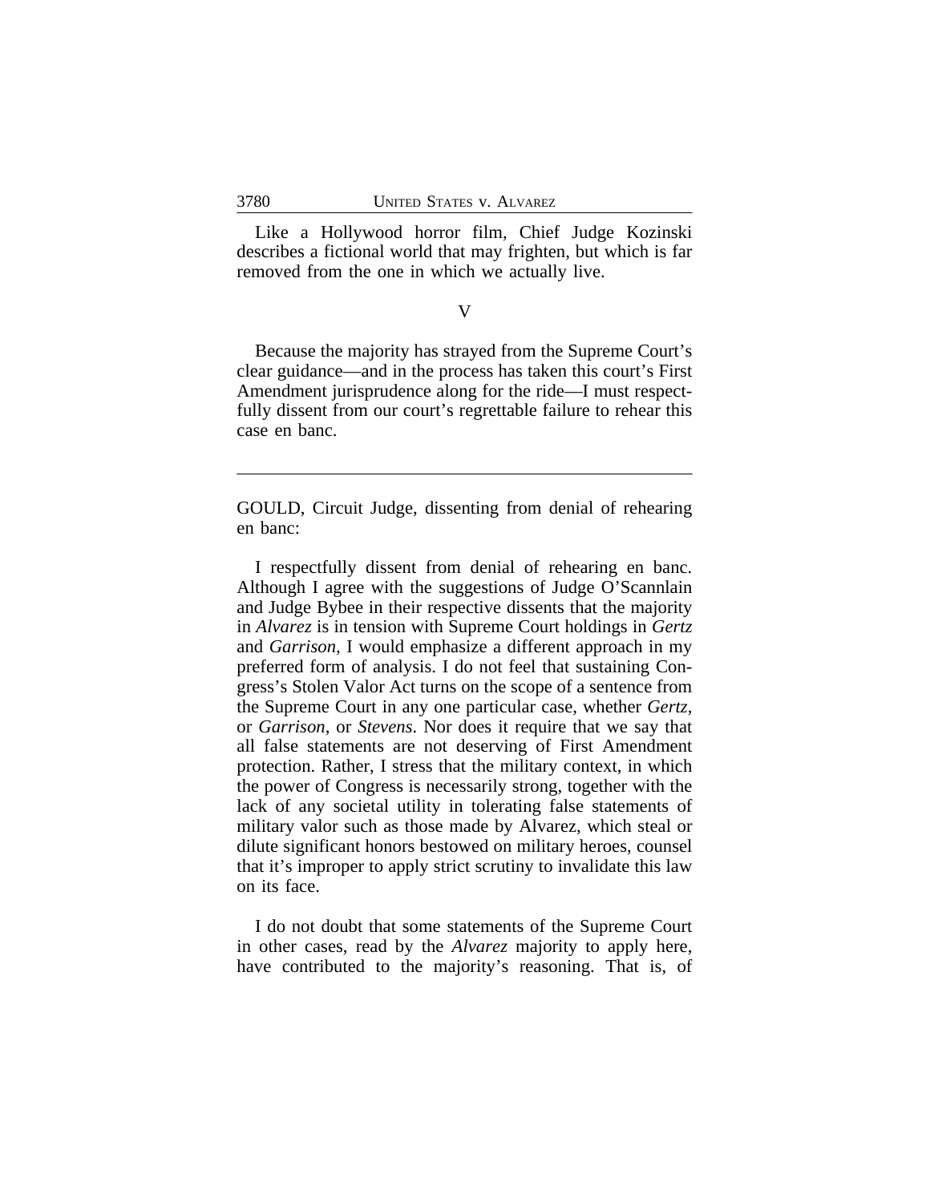Like a Hollywood horror film, Chief Judge Kozinski describes a fictional world that may frighten, but which is far removed from the one in which we actually live.

## V

Because the majority has strayed from the Supreme Court's clear guidance—and in the process has taken this court's First Amendment jurisprudence along for the ride—I must respectfully dissent from our court's regrettable failure to rehear this case en banc.

---

GOULD, Circuit Judge, dissenting from denial of rehearing en banc:

I respectfully dissent from denial of rehearing en banc. Although I agree with the suggestions of Judge O'Scannlain and Judge Bybee in their respective dissents that the majority in *Alvarez* is in tension with Supreme Court holdings in *Gertz* and *Garrison*, I would emphasize a different approach in my preferred form of analysis. I do not feel that sustaining Congress's Stolen Valor Act turns on the scope of a sentence from the Supreme Court in any one particular case, whether *Gertz*, or *Garrison*, or *Stevens*. Nor does it require that we say that all false statements are not deserving of First Amendment protection. Rather, I stress that the military context, in which the power of Congress is necessarily strong, together with the lack of any societal utility in tolerating false statements of military valor such as those made by Alvarez, which steal or dilute significant honors bestowed on military heroes, counsel that it's improper to apply strict scrutiny to invalidate this law on its face.

I do not doubt that some statements of the Supreme Court in other cases, read by the *Alvarez* majority to apply here, have contributed to the majority's reasoning. That is, of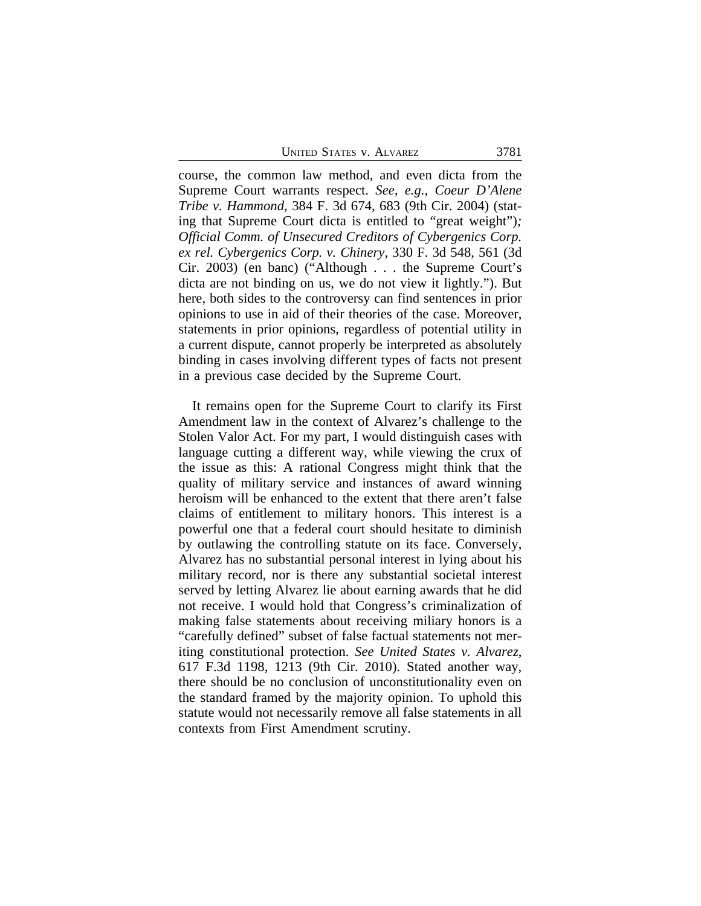course, the common law method, and even dicta from the Supreme Court warrants respect. *See, e.g.*, *Coeur D'Alene Tribe v. Hammond*, 384 F. 3d 674, 683 (9th Cir. 2004) (stating that Supreme Court dicta is entitled to "great weight")*;* *Official Comm. of Unsecured Creditors of Cybergenics Corp. ex rel. Cybergenics Corp. v. Chinery*, 330 F. 3d 548, 561 (3d Cir. 2003) (en banc) ("Although . . . the Supreme Court's dicta are not binding on us, we do not view it lightly."). But here, both sides to the controversy can find sentences in prior opinions to use in aid of their theories of the case. Moreover, statements in prior opinions, regardless of potential utility in a current dispute, cannot properly be interpreted as absolutely binding in cases involving different types of facts not present in a previous case decided by the Supreme Court.

It remains open for the Supreme Court to clarify its First Amendment law in the context of Alvarez's challenge to the Stolen Valor Act. For my part, I would distinguish cases with language cutting a different way, while viewing the crux of the issue as this: A rational Congress might think that the quality of military service and instances of award winning heroism will be enhanced to the extent that there aren't false claims of entitlement to military honors. This interest is a powerful one that a federal court should hesitate to diminish by outlawing the controlling statute on its face. Conversely, Alvarez has no substantial personal interest in lying about his military record, nor is there any substantial societal interest served by letting Alvarez lie about earning awards that he did not receive. I would hold that Congress's criminalization of making false statements about receiving miliary honors is a "carefully defined" subset of false factual statements not meriting constitutional protection. *See United States v. Alvarez*, 617 F.3d 1198, 1213 (9th Cir. 2010). Stated another way, there should be no conclusion of unconstitutionality even on the standard framed by the majority opinion. To uphold this statute would not necessarily remove all false statements in all contexts from First Amendment scrutiny.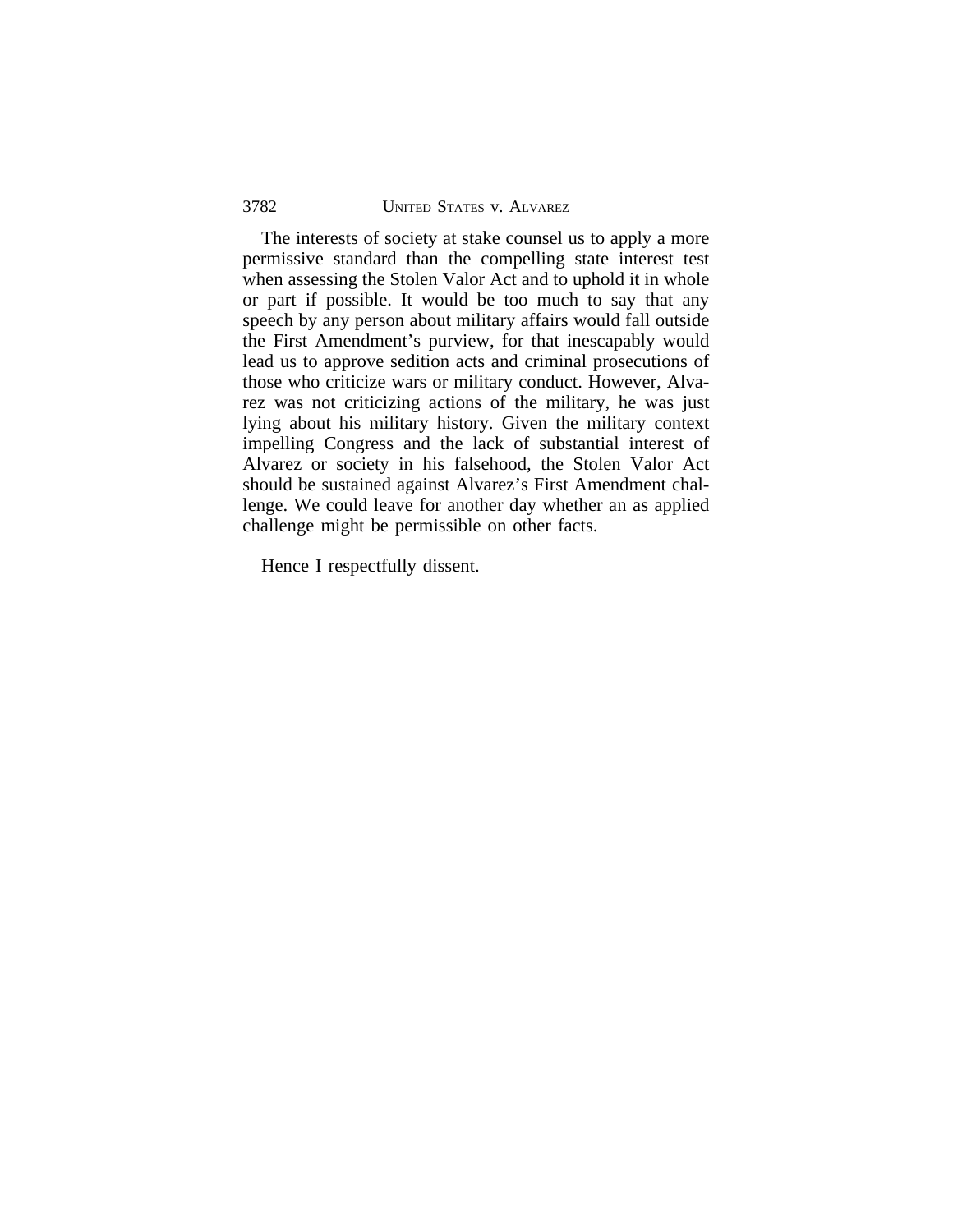The interests of society at stake counsel us to apply a more permissive standard than the compelling state interest test when assessing the Stolen Valor Act and to uphold it in whole or part if possible. It would be too much to say that any speech by any person about military affairs would fall outside the First Amendment's purview, for that inescapably would lead us to approve sedition acts and criminal prosecutions of those who criticize wars or military conduct. However, Alvarez was not criticizing actions of the military, he was just lying about his military history. Given the military context impelling Congress and the lack of substantial interest of Alvarez or society in his falsehood, the Stolen Valor Act should be sustained against Alvarez's First Amendment challenge. We could leave for another day whether an as applied challenge might be permissible on other facts.

Hence I respectfully dissent.